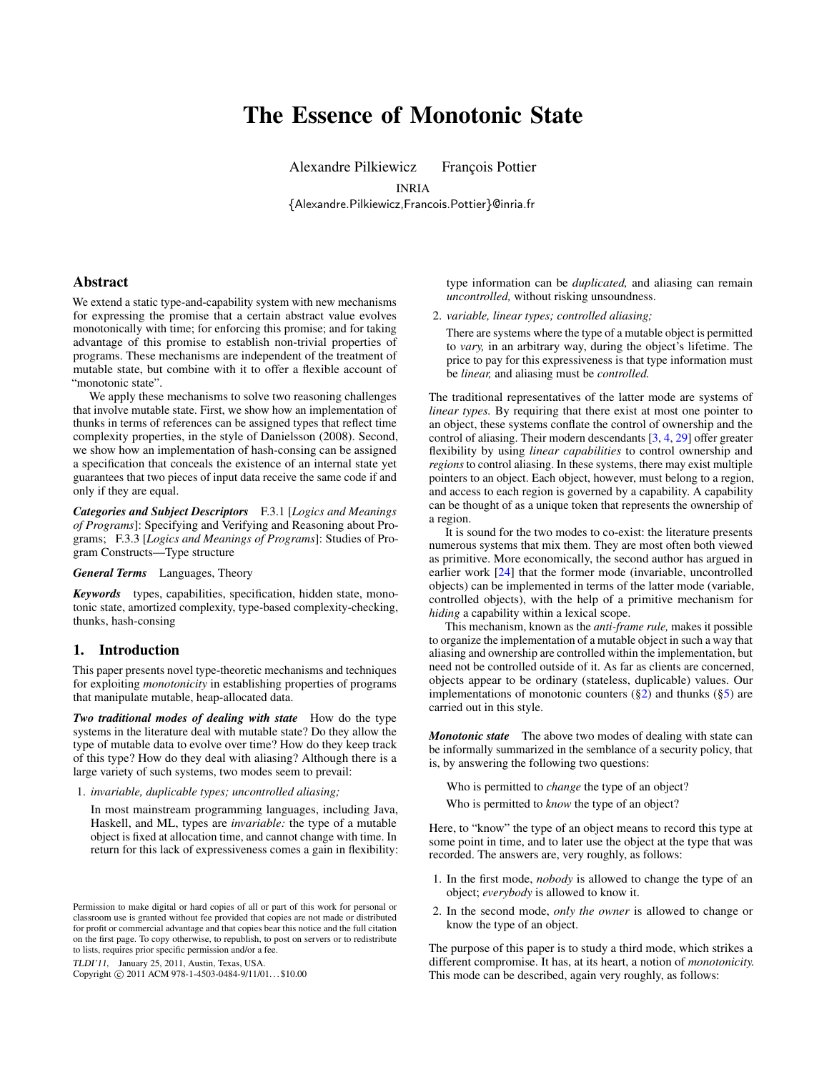# The Essence of Monotonic State

Alexandre Pilkiewicz François Pottier

INRIA

{Alexandre.Pilkiewicz,Francois.Pottier}@inria.fr

## Abstract

We extend a static type-and-capability system with new mechanisms for expressing the promise that a certain abstract value evolves monotonically with time; for enforcing this promise; and for taking advantage of this promise to establish non-trivial properties of programs. These mechanisms are independent of the treatment of mutable state, but combine with it to offer a flexible account of "monotonic state".

We apply these mechanisms to solve two reasoning challenges that involve mutable state. First, we show how an implementation of thunks in terms of references can be assigned types that reflect time complexity properties, in the style of Danielsson (2008). Second, we show how an implementation of hash-consing can be assigned a specification that conceals the existence of an internal state yet guarantees that two pieces of input data receive the same code if and only if they are equal.

***Categories and Subject Descriptors*** F.3.1 [*Logics and Meanings of Programs*]: Specifying and Verifying and Reasoning about Programs; F.3.3 [*Logics and Meanings of Programs*]: Studies of Program Constructs—Type structure

***General Terms*** Languages, Theory

***Keywords*** types, capabilities, specification, hidden state, monotonic state, amortized complexity, type-based complexity-checking, thunks, hash-consing

## 1. Introduction

This paper presents novel type-theoretic mechanisms and techniques for exploiting *monotonicity* in establishing properties of programs that manipulate mutable, heap-allocated data.

***Two traditional modes of dealing with state*** How do the type systems in the literature deal with mutable state? Do they allow the type of mutable data to evolve over time? How do they keep track of this type? How do they deal with aliasing? Although there is a large variety of such systems, two modes seem to prevail:

1. *invariable, duplicable types; uncontrolled aliasing;*

   In most mainstream programming languages, including Java, Haskell, and ML, types are *invariable:* the type of a mutable object is fixed at allocation time, and cannot change with time. In return for this lack of expressiveness comes a gain in flexibility: type information can be *duplicated,* and aliasing can remain *uncontrolled,* without risking unsoundness.

2. *variable, linear types; controlled aliasing;*

   There are systems where the type of a mutable object is permitted to *vary,* in an arbitrary way, during the object's lifetime. The price to pay for this expressiveness is that type information must be *linear,* and aliasing must be *controlled.*

The traditional representatives of the latter mode are systems of *linear types.* By requiring that there exist at most one pointer to an object, these systems conflate the control of ownership and the control of aliasing. Their modern descendants [3, 4, 29] offer greater flexibility by using *linear capabilities* to control ownership and *regions* to control aliasing. In these systems, there may exist multiple pointers to an object. Each object, however, must belong to a region, and access to each region is governed by a capability. A capability can be thought of as a unique token that represents the ownership of a region.

It is sound for the two modes to co-exist: the literature presents numerous systems that mix them. They are most often both viewed as primitive. More economically, the second author has argued in earlier work [24] that the former mode (invariable, uncontrolled objects) can be implemented in terms of the latter mode (variable, controlled objects), with the help of a primitive mechanism for *hiding* a capability within a lexical scope.

This mechanism, known as the *anti-frame rule,* makes it possible to organize the implementation of a mutable object in such a way that aliasing and ownership are controlled within the implementation, but need not be controlled outside of it. As far as clients are concerned, objects appear to be ordinary (stateless, duplicable) values. Our implementations of monotonic counters (§2) and thunks (§5) are carried out in this style.

***Monotonic state*** The above two modes of dealing with state can be informally summarized in the semblance of a security policy, that is, by answering the following two questions:

> Who is permitted to *change* the type of an object?
>
> Who is permitted to *know* the type of an object?

Here, to "know" the type of an object means to record this type at some point in time, and to later use the object at the type that was recorded. The answers are, very roughly, as follows:

1. In the first mode, *nobody* is allowed to change the type of an object; *everybody* is allowed to know it.
2. In the second mode, *only the owner* is allowed to change or know the type of an object.

The purpose of this paper is to study a third mode, which strikes a different compromise. It has, at its heart, a notion of *monotonicity.* This mode can be described, again very roughly, as follows:

Permission to make digital or hard copies of all or part of this work for personal or classroom use is granted without fee provided that copies are not made or distributed for profit or commercial advantage and that copies bear this notice and the full citation on the first page. To copy otherwise, to republish, to post on servers or to redistribute to lists, requires prior specific permission and/or a fee.

*TLDI'11,* January 25, 2011, Austin, Texas, USA.
Copyright © 2011 ACM 978-1-4503-0484-9/11/01... $10.00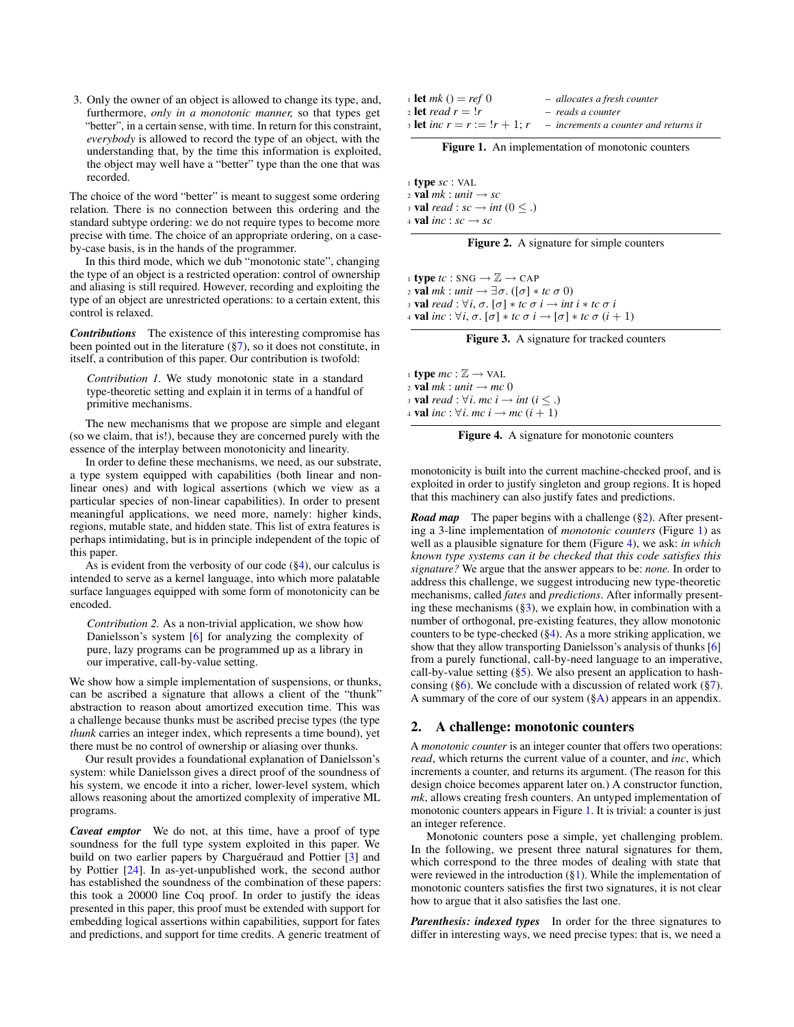3. Only the owner of an object is allowed to change its type, and, furthermore, *only in a monotonic manner,* so that types get "better", in a certain sense, with time. In return for this constraint, *everybody* is allowed to record the type of an object, with the understanding that, by the time this information is exploited, the object may well have a "better" type than the one that was recorded.

The choice of the word "better" is meant to suggest some ordering relation. There is no connection between this ordering and the standard subtype ordering: we do not require types to become more precise with time. The choice of an appropriate ordering, on a case-by-case basis, is in the hands of the programmer.

In this third mode, which we dub "monotonic state", changing the type of an object is a restricted operation: control of ownership and aliasing is still required. However, recording and exploiting the type of an object are unrestricted operations: to a certain extent, this control is relaxed.

***Contributions*** The existence of this interesting compromise has been pointed out in the literature (§7), so it does not constitute, in itself, a contribution of this paper. Our contribution is twofold:

> *Contribution 1.* We study monotonic state in a standard type-theoretic setting and explain it in terms of a handful of primitive mechanisms.

The new mechanisms that we propose are simple and elegant (so we claim, that is!), because they are concerned purely with the essence of the interplay between monotonicity and linearity.

In order to define these mechanisms, we need, as our substrate, a type system equipped with capabilities (both linear and non-linear ones) and with logical assertions (which we view as a particular species of non-linear capabilities). In order to present meaningful applications, we need more, namely: higher kinds, regions, mutable state, and hidden state. This list of extra features is perhaps intimidating, but is in principle independent of the topic of this paper.

As is evident from the verbosity of our code (§4), our calculus is intended to serve as a kernel language, into which more palatable surface languages equipped with some form of monotonicity can be encoded.

> *Contribution 2.* As a non-trivial application, we show how Danielsson's system [6] for analyzing the complexity of pure, lazy programs can be programmed up as a library in our imperative, call-by-value setting.

We show how a simple implementation of suspensions, or thunks, can be ascribed a signature that allows a client of the "thunk" abstraction to reason about amortized execution time. This was a challenge because thunks must be ascribed precise types (the type *thunk* carries an integer index, which represents a time bound), yet there must be no control of ownership or aliasing over thunks.

Our result provides a foundational explanation of Danielsson's system: while Danielsson gives a direct proof of the soundness of his system, we encode it into a richer, lower-level system, which allows reasoning about the amortized complexity of imperative ML programs.

***Caveat emptor*** We do not, at this time, have a proof of type soundness for the full type system exploited in this paper. We build on two earlier papers by Charguéraud and Pottier [3] and by Pottier [24]. In as-yet-unpublished work, the second author has established the soundness of the combination of these papers: this took a 20000 line Coq proof. In order to justify the ideas presented in this paper, this proof must be extended with support for embedding logical assertions within capabilities, support for fates and predictions, and support for time credits. A generic treatment of monotonicity is built into the current machine-checked proof, and is exploited in order to justify singleton and group regions. It is hoped that this machinery can also justify fates and predictions.

```
1 let mk () = ref 0            – allocates a fresh counter
2 let read r = !r              – reads a counter
3 let inc r = r := !r + 1; r   – increments a counter and returns it
```

**Figure 1.** An implementation of monotonic counters

```
1 type sc : VAL
2 val mk : unit → sc
3 val read : sc → int (0 ≤ .)
4 val inc : sc → sc
```

**Figure 2.** A signature for simple counters

```
1 type tc : SNG → ℤ → CAP
2 val mk : unit → ∃σ. ([σ] ∗ tc σ 0)
3 val read : ∀i, σ. [σ] ∗ tc σ i → int i ∗ tc σ i
4 val inc : ∀i, σ. [σ] ∗ tc σ i → [σ] ∗ tc σ (i + 1)
```

**Figure 3.** A signature for tracked counters

```
1 type mc : ℤ → VAL
2 val mk : unit → mc 0
3 val read : ∀i. mc i → int (i ≤ .)
4 val inc : ∀i. mc i → mc (i + 1)
```

**Figure 4.** A signature for monotonic counters

***Road map*** The paper begins with a challenge (§2). After presenting a 3-line implementation of *monotonic counters* (Figure 1) as well as a plausible signature for them (Figure 4), we ask: *in which known type systems can it be checked that this code satisfies this signature?* We argue that the answer appears to be: *none.* In order to address this challenge, we suggest introducing new type-theoretic mechanisms, called *fates* and *predictions*. After informally presenting these mechanisms (§3), we explain how, in combination with a number of orthogonal, pre-existing features, they allow monotonic counters to be type-checked (§4). As a more striking application, we show that they allow transporting Danielsson's analysis of thunks [6] from a purely functional, call-by-need language to an imperative, call-by-value setting (§5). We also present an application to hash-consing (§6). We conclude with a discussion of related work (§7). A summary of the core of our system (§A) appears in an appendix.

## 2. A challenge: monotonic counters

A *monotonic counter* is an integer counter that offers two operations: *read*, which returns the current value of a counter, and *inc*, which increments a counter, and returns its argument. (The reason for this design choice becomes apparent later on.) A constructor function, *mk*, allows creating fresh counters. An untyped implementation of monotonic counters appears in Figure 1. It is trivial: a counter is just an integer reference.

Monotonic counters pose a simple, yet challenging problem. In the following, we present three natural signatures for them, which correspond to the three modes of dealing with state that were reviewed in the introduction (§1). While the implementation of monotonic counters satisfies the first two signatures, it is not clear how to argue that it also satisfies the last one.

***Parenthesis: indexed types*** In order for the three signatures to differ in interesting ways, we need precise types: that is, we need a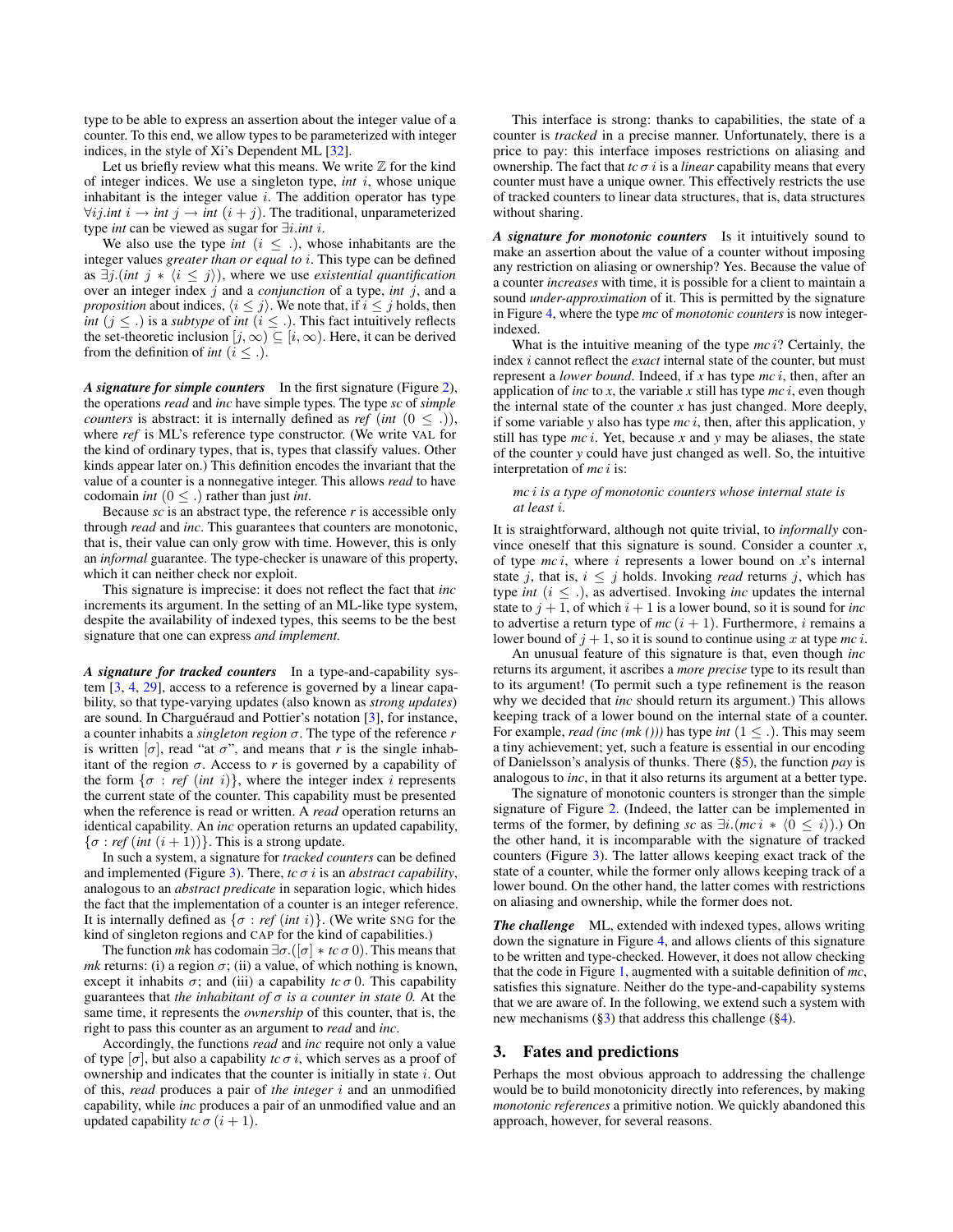type to be able to express an assertion about the integer value of a counter. To this end, we allow types to be parameterized with integer indices, in the style of Xi's Dependent ML [32].

Let us briefly review what this means. We write $\mathbb{Z}$ for the kind of integer indices. We use a singleton type, *int* $i$, whose unique inhabitant is the integer value $i$. The addition operator has type $\forall ij.\textit{int}\ i \rightarrow \textit{int}\ j \rightarrow \textit{int}\ (i+j)$. The traditional, unparameterized type *int* can be viewed as sugar for $\exists i.\textit{int}\ i$.

We also use the type *int* $(i \leq .)$, whose inhabitants are the integer values *greater than or equal to* $i$. This type can be defined as $\exists j.(\textit{int}\ j * \langle i \leq j \rangle)$, where we use *existential quantification* over an integer index $j$ and a *conjunction* of a type, *int* $j$, and a *proposition* about indices, $\langle i \leq j \rangle$. We note that, if $i \leq j$ holds, then *int* $(j \leq .)$ is a *subtype* of *int* $(i \leq .)$. This fact intuitively reflects the set-theoretic inclusion $[j, \infty) \subseteq [i, \infty)$. Here, it can be derived from the definition of *int* $(i \leq .)$.

***A signature for simple counters*** In the first signature (Figure 2), the operations *read* and *inc* have simple types. The type *sc* of *simple counters* is abstract: it is internally defined as *ref* (*int* $(0 \leq .)$), where *ref* is ML's reference type constructor. (We write VAL for the kind of ordinary types, that is, types that classify values. Other kinds appear later on.) This definition encodes the invariant that the value of a counter is a nonnegative integer. This allows *read* to have codomain *int* $(0 \leq .)$ rather than just *int*.

Because *sc* is an abstract type, the reference *r* is accessible only through *read* and *inc*. This guarantees that counters are monotonic, that is, their value can only grow with time. However, this is only an *informal* guarantee. The type-checker is unaware of this property, which it can neither check nor exploit.

This signature is imprecise: it does not reflect the fact that *inc* increments its argument. In the setting of an ML-like type system, despite the availability of indexed types, this seems to be the best signature that one can express *and implement.*

***A signature for tracked counters*** In a type-and-capability system [3, 4, 29], access to a reference is governed by a linear capability, so that type-varying updates (also known as *strong updates*) are sound. In Charguéraud and Pottier's notation [3], for instance, a counter inhabits a *singleton region* $\sigma$. The type of the reference *r* is written $[\sigma]$, read "at $\sigma$", and means that *r* is the single inhabitant of the region $\sigma$. Access to *r* is governed by a capability of the form $\{\sigma : \textit{ref}\ (\textit{int}\ i)\}$, where the integer index $i$ represents the current state of the counter. This capability must be presented when the reference is read or written. A *read* operation returns an identical capability. An *inc* operation returns an updated capability, $\{\sigma : \textit{ref}\ (\textit{int}\ (i+1))\}$. This is a strong update.

In such a system, a signature for *tracked counters* can be defined and implemented (Figure 3). There, $\textit{tc}\ \sigma\ i$ is an *abstract capability*, analogous to an *abstract predicate* in separation logic, which hides the fact that the implementation of a counter is an integer reference. It is internally defined as $\{\sigma : \textit{ref}\ (\textit{int}\ i)\}$. (We write SNG for the kind of singleton regions and CAP for the kind of capabilities.)

The function *mk* has codomain $\exists\sigma.([\sigma] * \textit{tc}\ \sigma\ 0)$. This means that *mk* returns: (i) a region $\sigma$; (ii) a value, of which nothing is known, except it inhabits $\sigma$; and (iii) a capability $\textit{tc}\ \sigma\ 0$. This capability guarantees that *the inhabitant of* $\sigma$ *is a counter in state 0.* At the same time, it represents the *ownership* of this counter, that is, the right to pass this counter as an argument to *read* and *inc*.

Accordingly, the functions *read* and *inc* require not only a value of type $[\sigma]$, but also a capability $\textit{tc}\ \sigma\ i$, which serves as a proof of ownership and indicates that the counter is initially in state $i$. Out of this, *read* produces a pair of *the integer* $i$ and an unmodified capability, while *inc* produces a pair of an unmodified value and an updated capability $\textit{tc}\ \sigma\ (i+1)$.

This interface is strong: thanks to capabilities, the state of a counter is *tracked* in a precise manner. Unfortunately, there is a price to pay: this interface imposes restrictions on aliasing and ownership. The fact that $\textit{tc}\ \sigma\ i$ is a *linear* capability means that every counter must have a unique owner. This effectively restricts the use of tracked counters to linear data structures, that is, data structures without sharing.

***A signature for monotonic counters*** Is it intuitively sound to make an assertion about the value of a counter without imposing any restriction on aliasing or ownership? Yes. Because the value of a counter *increases* with time, it is possible for a client to maintain a sound *under-approximation* of it. This is permitted by the signature in Figure 4, where the type *mc* of *monotonic counters* is now integer-indexed.

What is the intuitive meaning of the type $\textit{mc}\ i$? Certainly, the index $i$ cannot reflect the *exact* internal state of the counter, but must represent a *lower bound*. Indeed, if $x$ has type $\textit{mc}\ i$, then, after an application of *inc* to $x$, the variable $x$ still has type $\textit{mc}\ i$, even though the internal state of the counter $x$ has just changed. More deeply, if some variable $y$ also has type $\textit{mc}\ i$, then, after this application, $y$ still has type $\textit{mc}\ i$. Yet, because $x$ and $y$ may be aliases, the state of the counter $y$ could have just changed as well. So, the intuitive interpretation of $\textit{mc}\ i$ is:

> $\textit{mc}\ i$ *is a type of monotonic counters whose internal state is at least* $i$.

It is straightforward, although not quite trivial, to *informally* convince oneself that this signature is sound. Consider a counter $x$, of type $\textit{mc}\ i$, where $i$ represents a lower bound on $x$'s internal state $j$, that is, $i \leq j$ holds. Invoking *read* returns $j$, which has type *int* $(i \leq .)$, as advertised. Invoking *inc* updates the internal state to $j+1$, of which $i+1$ is a lower bound, so it is sound for *inc* to advertise a return type of $\textit{mc}\ (i+1)$. Furthermore, $i$ remains a lower bound of $j+1$, so it is sound to continue using $x$ at type $\textit{mc}\ i$.

An unusual feature of this signature is that, even though *inc* returns its argument, it ascribes a *more precise* type to its result than to its argument! (To permit such a type refinement is the reason why we decided that *inc* should return its argument.) This allows keeping track of a lower bound on the internal state of a counter. For example, *read (inc (mk ()))* has type *int* $(1 \leq .)$. This may seem a tiny achievement; yet, such a feature is essential in our encoding of Danielsson's analysis of thunks. There (§5), the function *pay* is analogous to *inc*, in that it also returns its argument at a better type.

The signature of monotonic counters is stronger than the simple signature of Figure 2. (Indeed, the latter can be implemented in terms of the former, by defining *sc* as $\exists i.(\textit{mc}\ i * \langle 0 \leq i \rangle)$.) On the other hand, it is incomparable with the signature of tracked counters (Figure 3). The latter allows keeping exact track of the state of a counter, while the former only allows keeping track of a lower bound. On the other hand, the latter comes with restrictions on aliasing and ownership, while the former does not.

***The challenge*** ML, extended with indexed types, allows writing down the signature in Figure 4, and allows clients of this signature to be written and type-checked. However, it does not allow checking that the code in Figure 1, augmented with a suitable definition of *mc*, satisfies this signature. Neither do the type-and-capability systems that we are aware of. In the following, we extend such a system with new mechanisms (§3) that address this challenge (§4).

## 3. Fates and predictions

Perhaps the most obvious approach to addressing the challenge would be to build monotonicity directly into references, by making *monotonic references* a primitive notion. We quickly abandoned this approach, however, for several reasons.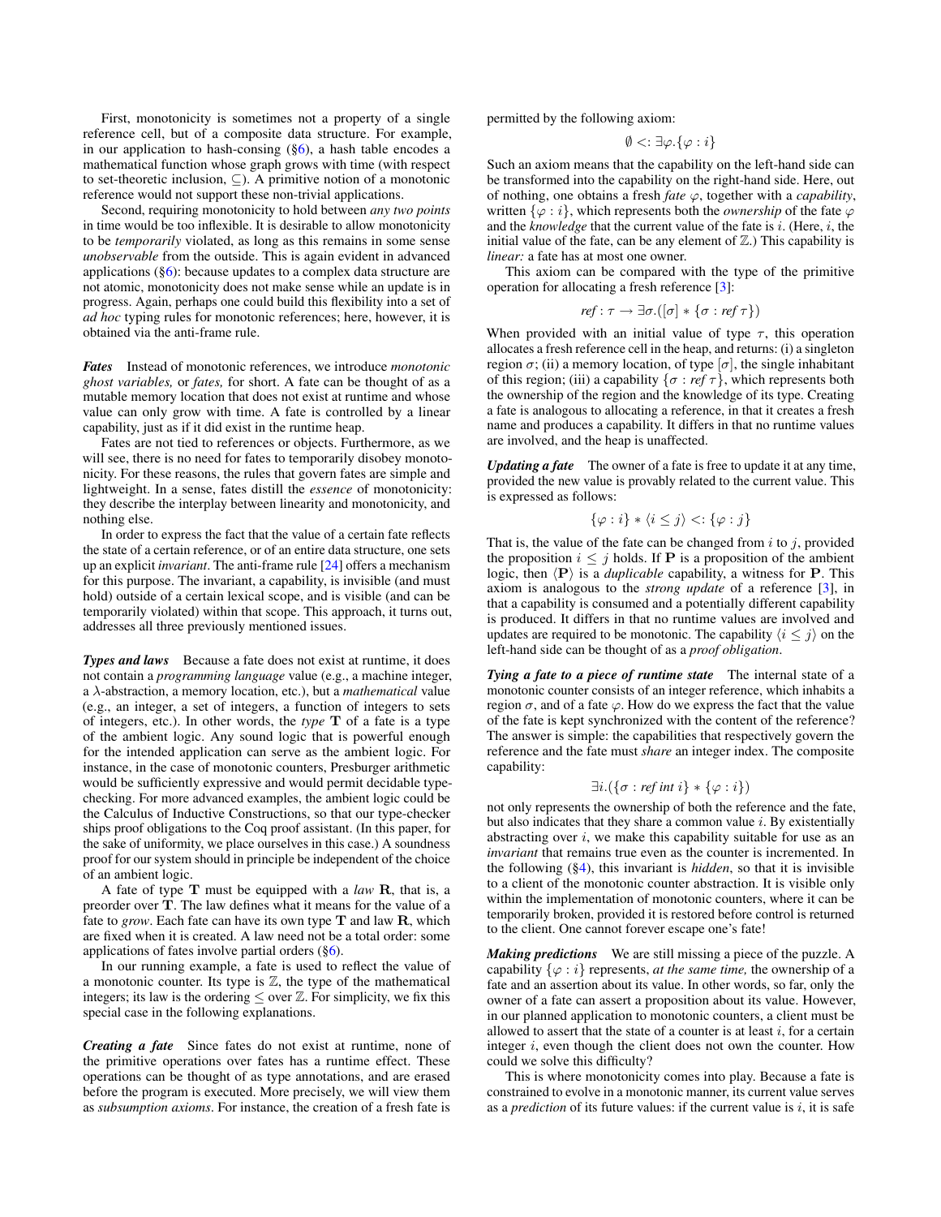First, monotonicity is sometimes not a property of a single reference cell, but of a composite data structure. For example, in our application to hash-consing (§6), a hash table encodes a mathematical function whose graph grows with time (with respect to set-theoretic inclusion, $\subseteq$). A primitive notion of a monotonic reference would not support these non-trivial applications.

Second, requiring monotonicity to hold between *any two points* in time would be too inflexible. It is desirable to allow monotonicity to be *temporarily* violated, as long as this remains in some sense *unobservable* from the outside. This is again evident in advanced applications (§6): because updates to a complex data structure are not atomic, monotonicity does not make sense while an update is in progress. Again, perhaps one could build this flexibility into a set of *ad hoc* typing rules for monotonic references; here, however, it is obtained via the anti-frame rule.

***Fates*** Instead of monotonic references, we introduce *monotonic ghost variables,* or *fates,* for short. A fate can be thought of as a mutable memory location that does not exist at runtime and whose value can only grow with time. A fate is controlled by a linear capability, just as if it did exist in the runtime heap.

Fates are not tied to references or objects. Furthermore, as we will see, there is no need for fates to temporarily disobey monotonicity. For these reasons, the rules that govern fates are simple and lightweight. In a sense, fates distill the *essence* of monotonicity: they describe the interplay between linearity and monotonicity, and nothing else.

In order to express the fact that the value of a certain fate reflects the state of a certain reference, or of an entire data structure, one sets up an explicit *invariant*. The anti-frame rule [24] offers a mechanism for this purpose. The invariant, a capability, is invisible (and must hold) outside of a certain lexical scope, and is visible (and can be temporarily violated) within that scope. This approach, it turns out, addresses all three previously mentioned issues.

***Types and laws*** Because a fate does not exist at runtime, it does not contain a *programming language* value (e.g., a machine integer, a $\lambda$-abstraction, a memory location, etc.), but a *mathematical* value (e.g., an integer, a set of integers, a function of integers to sets of integers, etc.). In other words, the *type* $\mathbf{T}$ of a fate is a type of the ambient logic. Any sound logic that is powerful enough for the intended application can serve as the ambient logic. For instance, in the case of monotonic counters, Presburger arithmetic would be sufficiently expressive and would permit decidable type-checking. For more advanced examples, the ambient logic could be the Calculus of Inductive Constructions, so that our type-checker ships proof obligations to the Coq proof assistant. (In this paper, for the sake of uniformity, we place ourselves in this case.) A soundness proof for our system should in principle be independent of the choice of an ambient logic.

A fate of type $\mathbf{T}$ must be equipped with a *law* $\mathbf{R}$, that is, a preorder over $\mathbf{T}$. The law defines what it means for the value of a fate to *grow*. Each fate can have its own type $\mathbf{T}$ and law $\mathbf{R}$, which are fixed when it is created. A law need not be a total order: some applications of fates involve partial orders (§6).

In our running example, a fate is used to reflect the value of a monotonic counter. Its type is $\mathbb{Z}$, the type of the mathematical integers; its law is the ordering $\leq$ over $\mathbb{Z}$. For simplicity, we fix this special case in the following explanations.

***Creating a fate*** Since fates do not exist at runtime, none of the primitive operations over fates has a runtime effect. These operations can be thought of as type annotations, and are erased before the program is executed. More precisely, we will view them as *subsumption axioms*. For instance, the creation of a fresh fate is permitted by the following axiom:

$$\emptyset <: \exists\varphi.\{\varphi : i\}$$

Such an axiom means that the capability on the left-hand side can be transformed into the capability on the right-hand side. Here, out of nothing, one obtains a fresh *fate* $\varphi$, together with a *capability*, written $\{\varphi : i\}$, which represents both the *ownership* of the fate $\varphi$ and the *knowledge* that the current value of the fate is $i$. (Here, $i$, the initial value of the fate, can be any element of $\mathbb{Z}$.) This capability is *linear:* a fate has at most one owner.

This axiom can be compared with the type of the primitive operation for allocating a fresh reference [3]:

$$\mathit{ref} : \tau \rightarrow \exists\sigma.([\sigma] * \{\sigma : \mathit{ref}\ \tau\})$$

When provided with an initial value of type $\tau$, this operation allocates a fresh reference cell in the heap, and returns: (i) a singleton region $\sigma$; (ii) a memory location, of type $[\sigma]$, the single inhabitant of this region; (iii) a capability $\{\sigma : \mathit{ref}\ \tau\}$, which represents both the ownership of the region and the knowledge of its type. Creating a fate is analogous to allocating a reference, in that it creates a fresh name and produces a capability. It differs in that no runtime values are involved, and the heap is unaffected.

***Updating a fate*** The owner of a fate is free to update it at any time, provided the new value is provably related to the current value. This is expressed as follows:

$$\{\varphi : i\} * \langle i \leq j\rangle <: \{\varphi : j\}$$

That is, the value of the fate can be changed from $i$ to $j$, provided the proposition $i \leq j$ holds. If $\mathbf{P}$ is a proposition of the ambient logic, then $\langle \mathbf{P}\rangle$ is a *duplicable* capability, a witness for $\mathbf{P}$. This axiom is analogous to the *strong update* of a reference [3], in that a capability is consumed and a potentially different capability is produced. It differs in that no runtime values are involved and updates are required to be monotonic. The capability $\langle i \leq j\rangle$ on the left-hand side can be thought of as a *proof obligation*.

***Tying a fate to a piece of runtime state*** The internal state of a monotonic counter consists of an integer reference, which inhabits a region $\sigma$, and of a fate $\varphi$. How do we express the fact that the value of the fate is kept synchronized with the content of the reference? The answer is simple: the capabilities that respectively govern the reference and the fate must *share* an integer index. The composite capability:

$$\exists i.(\{\sigma : \mathit{ref}\ \mathit{int}\ i\} * \{\varphi : i\})$$

not only represents the ownership of both the reference and the fate, but also indicates that they share a common value $i$. By existentially abstracting over $i$, we make this capability suitable for use as an *invariant* that remains true even as the counter is incremented. In the following (§4), this invariant is *hidden*, so that it is invisible to a client of the monotonic counter abstraction. It is visible only within the implementation of monotonic counters, where it can be temporarily broken, provided it is restored before control is returned to the client. One cannot forever escape one's fate!

***Making predictions*** We are still missing a piece of the puzzle. A capability $\{\varphi : i\}$ represents, *at the same time,* the ownership of a fate and an assertion about its value. In other words, so far, only the owner of a fate can assert a proposition about its value. However, in our planned application to monotonic counters, a client must be allowed to assert that the state of a counter is at least $i$, for a certain integer $i$, even though the client does not own the counter. How could we solve this difficulty?

This is where monotonicity comes into play. Because a fate is constrained to evolve in a monotonic manner, its current value serves as a *prediction* of its future values: if the current value is $i$, it is safe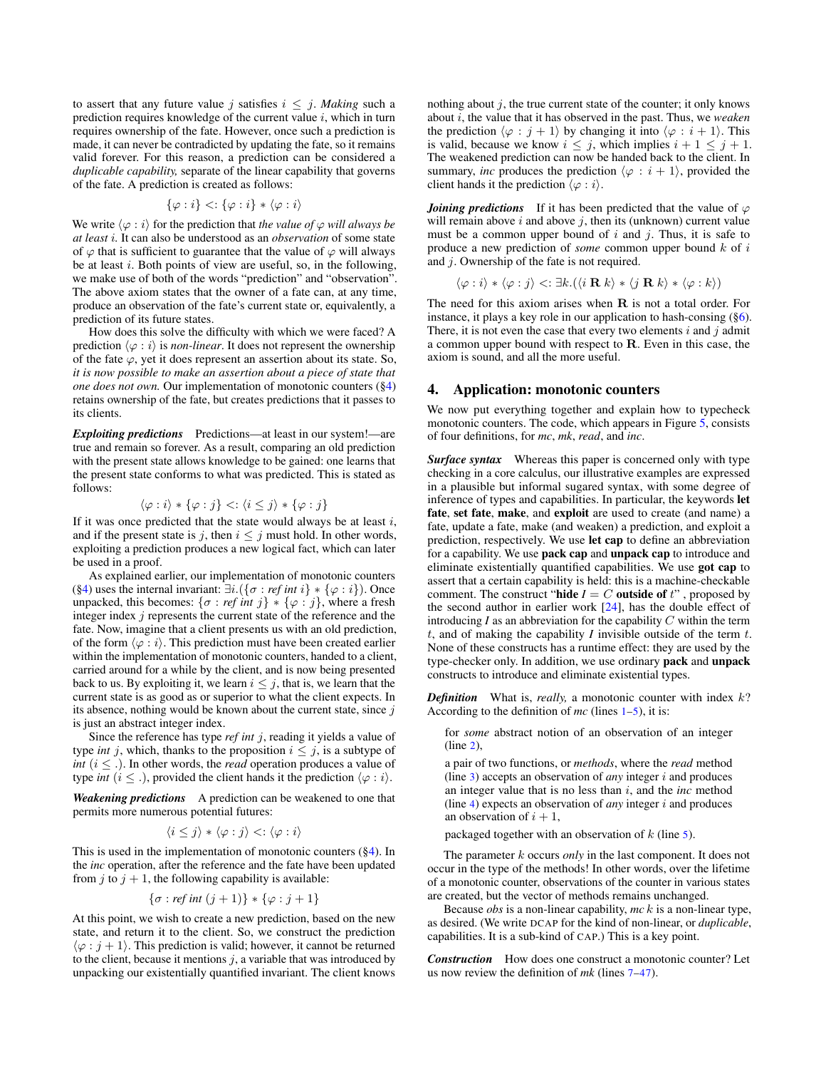to assert that any future value $j$ satisfies $i \leq j$. *Making* such a prediction requires knowledge of the current value $i$, which in turn requires ownership of the fate. However, once such a prediction is made, it can never be contradicted by updating the fate, so it remains valid forever. For this reason, a prediction can be considered a *duplicable capability,* separate of the linear capability that governs of the fate. A prediction is created as follows:

$$\{\varphi : i\} <: \{\varphi : i\} * \langle \varphi : i \rangle$$

We write $\langle \varphi : i \rangle$ for the prediction that *the value of $\varphi$ will always be at least $i$*. It can also be understood as an *observation* of some state of $\varphi$ that is sufficient to guarantee that the value of $\varphi$ will always be at least $i$. Both points of view are useful, so, in the following, we make use of both of the words "prediction" and "observation". The above axiom states that the owner of a fate can, at any time, produce an observation of the fate's current state or, equivalently, a prediction of its future states.

How does this solve the difficulty with which we were faced? A prediction $\langle \varphi : i \rangle$ is *non-linear*. It does not represent the ownership of the fate $\varphi$, yet it does represent an assertion about its state. So, *it is now possible to make an assertion about a piece of state that one does not own.* Our implementation of monotonic counters (§4) retains ownership of the fate, but creates predictions that it passes to its clients.

***Exploiting predictions*** Predictions—at least in our system!—are true and remain so forever. As a result, comparing an old prediction with the present state allows knowledge to be gained: one learns that the present state conforms to what was predicted. This is stated as follows:

$$\langle \varphi : i \rangle * \{\varphi : j\} <: \langle i \leq j \rangle * \{\varphi : j\}$$

If it was once predicted that the state would always be at least $i$, and if the present state is $j$, then $i \leq j$ must hold. In other words, exploiting a prediction produces a new logical fact, which can later be used in a proof.

As explained earlier, our implementation of monotonic counters (§4) uses the internal invariant: $\exists i.(\{\sigma : \textit{ref int } i\} * \{\varphi : i\})$. Once unpacked, this becomes: $\{\sigma : \textit{ref int } j\} * \{\varphi : j\}$, where a fresh integer index $j$ represents the current state of the reference and the fate. Now, imagine that a client presents us with an old prediction, of the form $\langle \varphi : i \rangle$. This prediction must have been created earlier within the implementation of monotonic counters, handed to a client, carried around for a while by the client, and is now being presented back to us. By exploiting it, we learn $i \leq j$, that is, we learn that the current state is as good as or superior to what the client expects. In its absence, nothing would be known about the current state, since $j$ is just an abstract integer index.

Since the reference has type *ref int* $j$, reading it yields a value of type *int* $j$, which, thanks to the proposition $i \leq j$, is a subtype of *int* $(i \leq .)$. In other words, the *read* operation produces a value of type *int* $(i \leq .)$, provided the client hands it the prediction $\langle \varphi : i \rangle$.

***Weakening predictions*** A prediction can be weakened to one that permits more numerous potential futures:

$$\langle i \leq j \rangle * \langle \varphi : j \rangle <: \langle \varphi : i \rangle$$

This is used in the implementation of monotonic counters (§4). In the *inc* operation, after the reference and the fate have been updated from $j$ to $j+1$, the following capability is available:

$$\{\sigma : \textit{ref int } (j+1)\} * \{\varphi : j+1\}$$

At this point, we wish to create a new prediction, based on the new state, and return it to the client. So, we construct the prediction $\langle \varphi : j+1 \rangle$. This prediction is valid; however, it cannot be returned to the client, because it mentions $j$, a variable that was introduced by unpacking our existentially quantified invariant. The client knows nothing about $j$, the true current state of the counter; it only knows about $i$, the value that it has observed in the past. Thus, we *weaken* the prediction $\langle \varphi : j+1 \rangle$ by changing it into $\langle \varphi : i+1 \rangle$. This is valid, because we know $i \leq j$, which implies $i+1 \leq j+1$. The weakened prediction can now be handed back to the client. In summary, *inc* produces the prediction $\langle \varphi : i+1 \rangle$, provided the client hands it the prediction $\langle \varphi : i \rangle$.

***Joining predictions*** If it has been predicted that the value of $\varphi$ will remain above $i$ and above $j$, then its (unknown) current value must be a common upper bound of $i$ and $j$. Thus, it is safe to produce a new prediction of *some* common upper bound $k$ of $i$ and $j$. Ownership of the fate is not required.

$$\langle \varphi : i \rangle * \langle \varphi : j \rangle <: \exists k.(\langle i \mathbf{\ R\ } k \rangle * \langle j \mathbf{\ R\ } k \rangle * \langle \varphi : k \rangle)$$

The need for this axiom arises when $\mathbf{R}$ is not a total order. For instance, it plays a key role in our application to hash-consing (§6). There, it is not even the case that every two elements $i$ and $j$ admit a common upper bound with respect to $\mathbf{R}$. Even in this case, the axiom is sound, and all the more useful.

## 4. Application: monotonic counters

We now put everything together and explain how to typecheck monotonic counters. The code, which appears in Figure 5, consists of four definitions, for *mc*, *mk*, *read*, and *inc*.

***Surface syntax*** Whereas this paper is concerned only with type checking in a core calculus, our illustrative examples are expressed in a plausible but informal sugared syntax, with some degree of inference of types and capabilities. In particular, the keywords **let fate**, **set fate**, **make**, and **exploit** are used to create (and name) a fate, update a fate, make (and weaken) a prediction, and exploit a prediction, respectively. We use **let cap** to define an abbreviation for a capability. We use **pack cap** and **unpack cap** to introduce and eliminate existentially quantified capabilities. We use **got cap** to assert that a certain capability is held: this is a machine-checkable comment. The construct "**hide** $I = C$ **outside of** $t$", proposed by the second author in earlier work [24], has the double effect of introducing $I$ as an abbreviation for the capability $C$ within the term $t$, and of making the capability $I$ invisible outside of the term $t$. None of these constructs has a runtime effect: they are used by the type-checker only. In addition, we use ordinary **pack** and **unpack** constructs to introduce and eliminate existential types.

***Definition*** What is, *really,* a monotonic counter with index $k$? According to the definition of *mc* (lines 1–5), it is:

> for *some* abstract notion of an observation of an integer (line 2),
>
> a pair of two functions, or *methods*, where the *read* method (line 3) accepts an observation of *any* integer $i$ and produces an integer value that is no less than $i$, and the *inc* method (line 4) expects an observation of *any* integer $i$ and produces an observation of $i+1$,
>
> packaged together with an observation of $k$ (line 5).

The parameter $k$ occurs *only* in the last component. It does not occur in the type of the methods! In other words, over the lifetime of a monotonic counter, observations of the counter in various states are created, but the vector of methods remains unchanged.

Because *obs* is a non-linear capability, *mc* $k$ is a non-linear type, as desired. (We write DCAP for the kind of non-linear, or *duplicable*, capabilities. It is a sub-kind of CAP.) This is a key point.

***Construction*** How does one construct a monotonic counter? Let us now review the definition of *mk* (lines 7–47).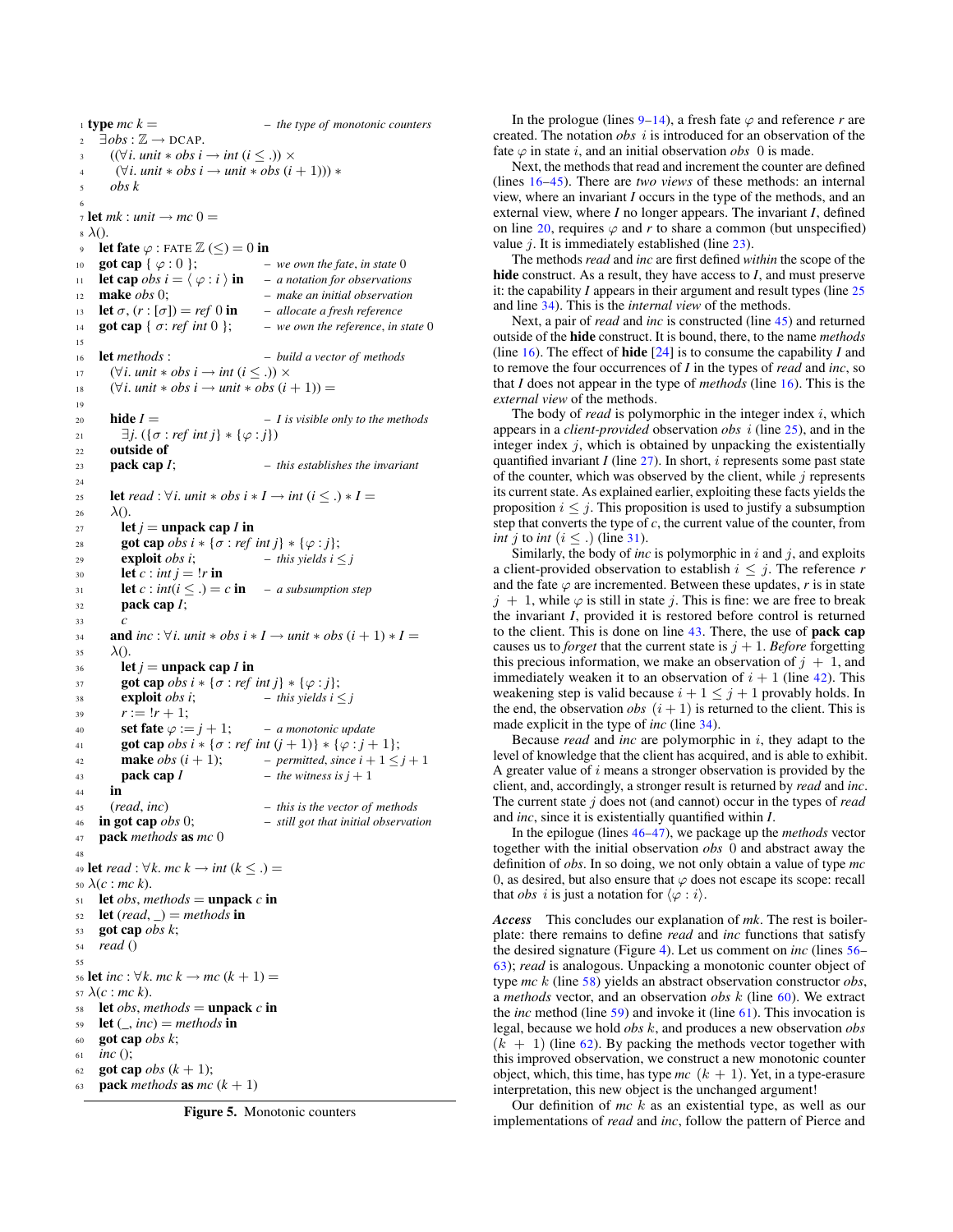```
1  type mc k =                              – the type of monotonic counters
2    ∃obs : ℤ → DCAP.
3      ((∀i. unit ∗ obs i → int (i ≤ .)) ×
4       (∀i. unit ∗ obs i → unit ∗ obs (i + 1))) ∗
5      obs k
6
7  let mk : unit → mc 0 =
8  λ().
9    let fate φ : FATE ℤ (≤) = 0 in
10   got cap { φ : 0 };                      – we own the fate, in state 0
11   let cap obs i = ⟨ φ : i ⟩ in            – a notation for observations
12   make obs 0;                             – make an initial observation
13   let σ, (r : [σ]) = ref 0 in             – allocate a fresh reference
14   got cap { σ: ref int 0 };               – we own the reference, in state 0
15
16   let methods :                           – build a vector of methods
17     (∀i. unit ∗ obs i → int (i ≤ .)) ×
18     (∀i. unit ∗ obs i → unit ∗ obs (i + 1)) =
19
20     hide I =                              – I is visible only to the methods
21       ∃j. ({σ : ref int j} ∗ {φ : j})
22     outside of
23     pack cap I;                           – this establishes the invariant
24
25     let read : ∀i. unit ∗ obs i ∗ I → int (i ≤ .) ∗ I =
26     λ().
27       let j = unpack cap I in
28       got cap obs i ∗ {σ : ref int j} ∗ {φ : j};
29       exploit obs i;                      – this yields i ≤ j
30       let c : int j = !r in
31       let c : int(i ≤ .) = c in           – a subsumption step
32       pack cap I;
33       c
34     and inc : ∀i. unit ∗ obs i ∗ I → unit ∗ obs (i + 1) ∗ I =
35     λ().
36       let j = unpack cap I in
37       got cap obs i ∗ {σ : ref int j} ∗ {φ : j};
38       exploit obs i;                      – this yields i ≤ j
39       r := !r + 1;
40       set fate φ := j + 1;                – a monotonic update
41       got cap obs i ∗ {σ : ref int (j + 1)} ∗ {φ : j + 1};
42       make obs (i + 1);                   – permitted, since i + 1 ≤ j + 1
43       pack cap I                          – the witness is j + 1
44     in
45     (read, inc)                           – this is the vector of methods
46   in got cap obs 0;                       – still got that initial observation
47   pack methods as mc 0
48
49 let read : ∀k. mc k → int (k ≤ .) =
50 λ(c : mc k).
51   let obs, methods = unpack c in
52   let (read, _) = methods in
53   got cap obs k;
54   read ()
55
56 let inc : ∀k. mc k → mc (k + 1) =
57 λ(c : mc k).
58   let obs, methods = unpack c in
59   let (_, inc) = methods in
60   got cap obs k;
61   inc ();
62   got cap obs (k + 1);
63   pack methods as mc (k + 1)
```

**Figure 5.** Monotonic counters

In the prologue (lines 9–14), a fresh fate $\varphi$ and reference $r$ are created. The notation *obs* $i$ is introduced for an observation of the fate $\varphi$ in state $i$, and an initial observation *obs* 0 is made.

Next, the methods that read and increment the counter are defined (lines 16–45). There are *two views* of these methods: an internal view, where an invariant $I$ occurs in the type of the methods, and an external view, where $I$ no longer appears. The invariant $I$, defined on line 20, requires $\varphi$ and $r$ to share a common (but unspecified) value $j$. It is immediately established (line 23).

The methods *read* and *inc* are first defined *within* the scope of the **hide** construct. As a result, they have access to $I$, and must preserve it: the capability $I$ appears in their argument and result types (line 25 and line 34). This is the *internal view* of the methods.

Next, a pair of *read* and *inc* is constructed (line 45) and returned outside of the **hide** construct. It is bound, there, to the name *methods* (line 16). The effect of **hide** [24] is to consume the capability $I$ and to remove the four occurrences of $I$ in the types of *read* and *inc*, so that $I$ does not appear in the type of *methods* (line 16). This is the *external view* of the methods.

The body of *read* is polymorphic in the integer index $i$, which appears in a *client-provided* observation *obs* $i$ (line 25), and in the integer index $j$, which is obtained by unpacking the existentially quantified invariant $I$ (line 27). In short, $i$ represents some past state of the counter, which was observed by the client, while $j$ represents its current state. As explained earlier, exploiting these facts yields the proposition $i \leq j$. This proposition is used to justify a subsumption step that converts the type of $c$, the current value of the counter, from *int* $j$ to *int* $(i \leq .)$ (line 31).

Similarly, the body of *inc* is polymorphic in $i$ and $j$, and exploits a client-provided observation to establish $i \leq j$. The reference $r$ and the fate $\varphi$ are incremented. Between these updates, $r$ is in state $j + 1$, while $\varphi$ is still in state $j$. This is fine: we are free to break the invariant $I$, provided it is restored before control is returned to the client. This is done on line 43. There, the use of **pack cap** causes us to *forget* that the current state is $j + 1$. *Before* forgetting this precious information, we make an observation of $j + 1$, and immediately weaken it to an observation of $i + 1$ (line 42). This weakening step is valid because $i + 1 \leq j + 1$ provably holds. In the end, the observation *obs* $(i + 1)$ is returned to the client. This is made explicit in the type of *inc* (line 34).

Because *read* and *inc* are polymorphic in $i$, they adapt to the level of knowledge that the client has acquired, and is able to exhibit. A greater value of $i$ means a stronger observation is provided by the client, and, accordingly, a stronger result is returned by *read* and *inc*. The current state $j$ does not (and cannot) occur in the types of *read* and *inc*, since it is existentially quantified within $I$.

In the epilogue (lines 46–47), we package up the *methods* vector together with the initial observation *obs* 0 and abstract away the definition of *obs*. In so doing, we not only obtain a value of type *mc* 0, as desired, but also ensure that $\varphi$ does not escape its scope: recall that *obs* $i$ is just a notation for $\langle \varphi : i \rangle$.

***Access*** This concludes our explanation of *mk*. The rest is boilerplate: there remains to define *read* and *inc* functions that satisfy the desired signature (Figure 4). Let us comment on *inc* (lines 56–63); *read* is analogous. Unpacking a monotonic counter object of type *mc* $k$ (line 58) yields an abstract observation constructor *obs*, a *methods* vector, and an observation *obs* $k$ (line 60). We extract the *inc* method (line 59) and invoke it (line 61). This invocation is legal, because we hold *obs* $k$, and produces a new observation *obs* $(k + 1)$ (line 62). By packing the methods vector together with this improved observation, we construct a new monotonic counter object, which, this time, has type *mc* $(k + 1)$. Yet, in a type-erasure interpretation, this new object is the unchanged argument!

Our definition of *mc* $k$ as an existential type, as well as our implementations of *read* and *inc*, follow the pattern of Pierce and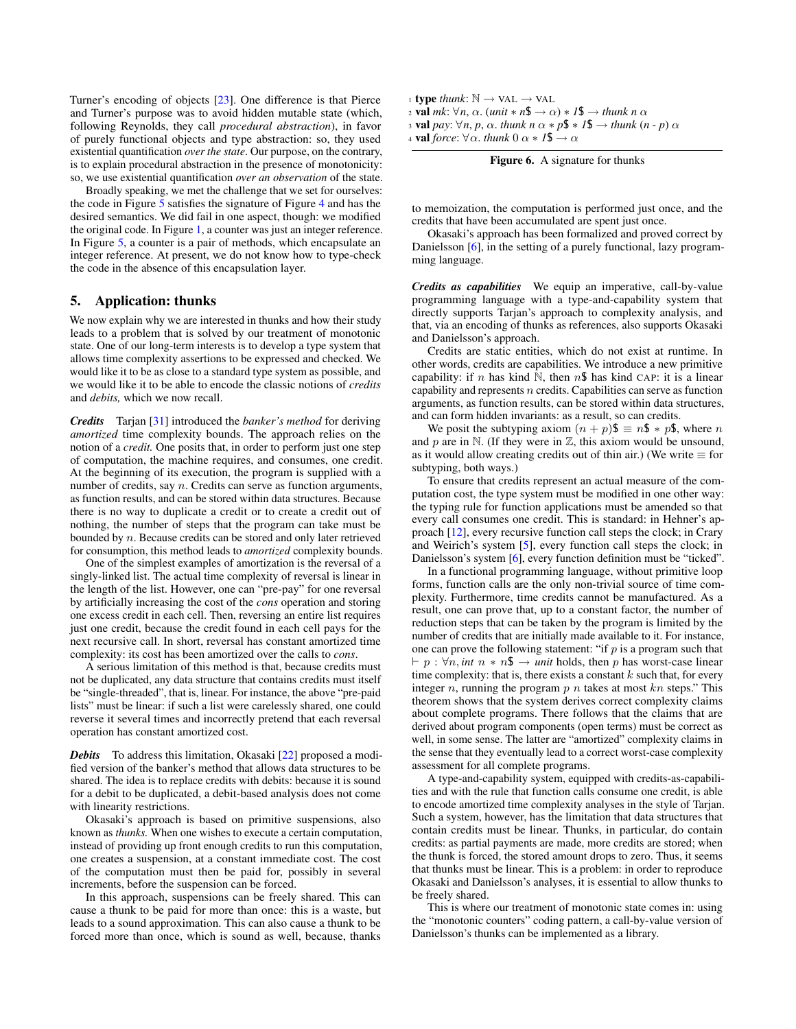Turner's encoding of objects [23]. One difference is that Pierce and Turner's purpose was to avoid hidden mutable state (which, following Reynolds, they call *procedural abstraction*), in favor of purely functional objects and type abstraction: so, they used existential quantification *over the state*. Our purpose, on the contrary, is to explain procedural abstraction in the presence of monotonicity: so, we use existential quantification *over an observation* of the state.

Broadly speaking, we met the challenge that we set for ourselves: the code in Figure 5 satisfies the signature of Figure 4 and has the desired semantics. We did fail in one aspect, though: we modified the original code. In Figure 1, a counter was just an integer reference. In Figure 5, a counter is a pair of methods, which encapsulate an integer reference. At present, we do not know how to type-check the code in the absence of this encapsulation layer.

## 5. Application: thunks

We now explain why we are interested in thunks and how their study leads to a problem that is solved by our treatment of monotonic state. One of our long-term interests is to develop a type system that allows time complexity assertions to be expressed and checked. We would like it to be as close to a standard type system as possible, and we would like it to be able to encode the classic notions of *credits* and *debits,* which we now recall.

***Credits*** Tarjan [31] introduced the *banker's method* for deriving *amortized* time complexity bounds. The approach relies on the notion of a *credit.* One posits that, in order to perform just one step of computation, the machine requires, and consumes, one credit. At the beginning of its execution, the program is supplied with a number of credits, say $n$. Credits can serve as function arguments, as function results, and can be stored within data structures. Because there is no way to duplicate a credit or to create a credit out of nothing, the number of steps that the program can take must be bounded by $n$. Because credits can be stored and only later retrieved for consumption, this method leads to *amortized* complexity bounds.

One of the simplest examples of amortization is the reversal of a singly-linked list. The actual time complexity of reversal is linear in the length of the list. However, one can "pre-pay" for one reversal by artificially increasing the cost of the *cons* operation and storing one excess credit in each cell. Then, reversing an entire list requires just one credit, because the credit found in each cell pays for the next recursive call. In short, reversal has constant amortized time complexity: its cost has been amortized over the calls to *cons*.

A serious limitation of this method is that, because credits must not be duplicated, any data structure that contains credits must itself be "single-threaded", that is, linear. For instance, the above "pre-paid lists" must be linear: if such a list were carelessly shared, one could reverse it several times and incorrectly pretend that each reversal operation has constant amortized cost.

***Debits*** To address this limitation, Okasaki [22] proposed a modified version of the banker's method that allows data structures to be shared. The idea is to replace credits with debits: because it is sound for a debit to be duplicated, a debit-based analysis does not come with linearity restrictions.

Okasaki's approach is based on primitive suspensions, also known as *thunks.* When one wishes to execute a certain computation, instead of providing up front enough credits to run this computation, one creates a suspension, at a constant immediate cost. The cost of the computation must then be paid for, possibly in several increments, before the suspension can be forced.

In this approach, suspensions can be freely shared. This can cause a thunk to be paid for more than once: this is a waste, but leads to a sound approximation. This can also cause a thunk to be forced more than once, which is sound as well, because, thanks to memoization, the computation is performed just once, and the credits that have been accumulated are spent just once.

Okasaki's approach has been formalized and proved correct by Danielsson [6], in the setting of a purely functional, lazy programming language.

```
1 type thunk: ℕ → VAL → VAL
2 val mk: ∀n, α. (unit ∗ n$ → α) ∗ 1$ → thunk n α
3 val pay: ∀n, p, α. thunk n α ∗ p$ ∗ 1$ → thunk (n - p) α
4 val force: ∀α. thunk 0 α ∗ 1$ → α
```

**Figure 6.** A signature for thunks

***Credits as capabilities*** We equip an imperative, call-by-value programming language with a type-and-capability system that directly supports Tarjan's approach to complexity analysis, and that, via an encoding of thunks as references, also supports Okasaki and Danielsson's approach.

Credits are static entities, which do not exist at runtime. In other words, credits are capabilities. We introduce a new primitive capability: if $n$ has kind $\mathbb{N}$, then $n\$$ has kind CAP: it is a linear capability and represents $n$ credits. Capabilities can serve as function arguments, as function results, can be stored within data structures, and can form hidden invariants: as a result, so can credits.

We posit the subtyping axiom $(n + p)\$ \equiv n\$ * p\$$, where $n$ and $p$ are in $\mathbb{N}$. (If they were in $\mathbb{Z}$, this axiom would be unsound, as it would allow creating credits out of thin air.) (We write $\equiv$ for subtyping, both ways.)

To ensure that credits represent an actual measure of the computation cost, the type system must be modified in one other way: the typing rule for function applications must be amended so that every call consumes one credit. This is standard: in Hehner's approach [12], every recursive function call steps the clock; in Crary and Weirich's system [5], every function call steps the clock; in Danielsson's system [6], every function definition must be "ticked".

In a functional programming language, without primitive loop forms, function calls are the only non-trivial source of time complexity. Furthermore, time credits cannot be manufactured. As a result, one can prove that, up to a constant factor, the number of reduction steps that can be taken by the program is limited by the number of credits that are initially made available to it. For instance, one can prove the following statement: "if $p$ is a program such that $\vdash p : \forall n, \mathit{int}\ n * n\$ \rightarrow \mathit{unit}$ holds, then $p$ has worst-case linear time complexity: that is, there exists a constant $k$ such that, for every integer $n$, running the program $p\ n$ takes at most $kn$ steps." This theorem shows that the system derives correct complexity claims about complete programs. There follows that the claims that are derived about program components (open terms) must be correct as well, in some sense. The latter are "amortized" complexity claims in the sense that they eventually lead to a correct worst-case complexity assessment for all complete programs.

A type-and-capability system, equipped with credits-as-capabilities and with the rule that function calls consume one credit, is able to encode amortized time complexity analyses in the style of Tarjan. Such a system, however, has the limitation that data structures that contain credits must be linear. Thunks, in particular, do contain credits: as partial payments are made, more credits are stored; when the thunk is forced, the stored amount drops to zero. Thus, it seems that thunks must be linear. This is a problem: in order to reproduce Okasaki and Danielsson's analyses, it is essential to allow thunks to be freely shared.

This is where our treatment of monotonic state comes in: using the "monotonic counters" coding pattern, a call-by-value version of Danielsson's thunks can be implemented as a library.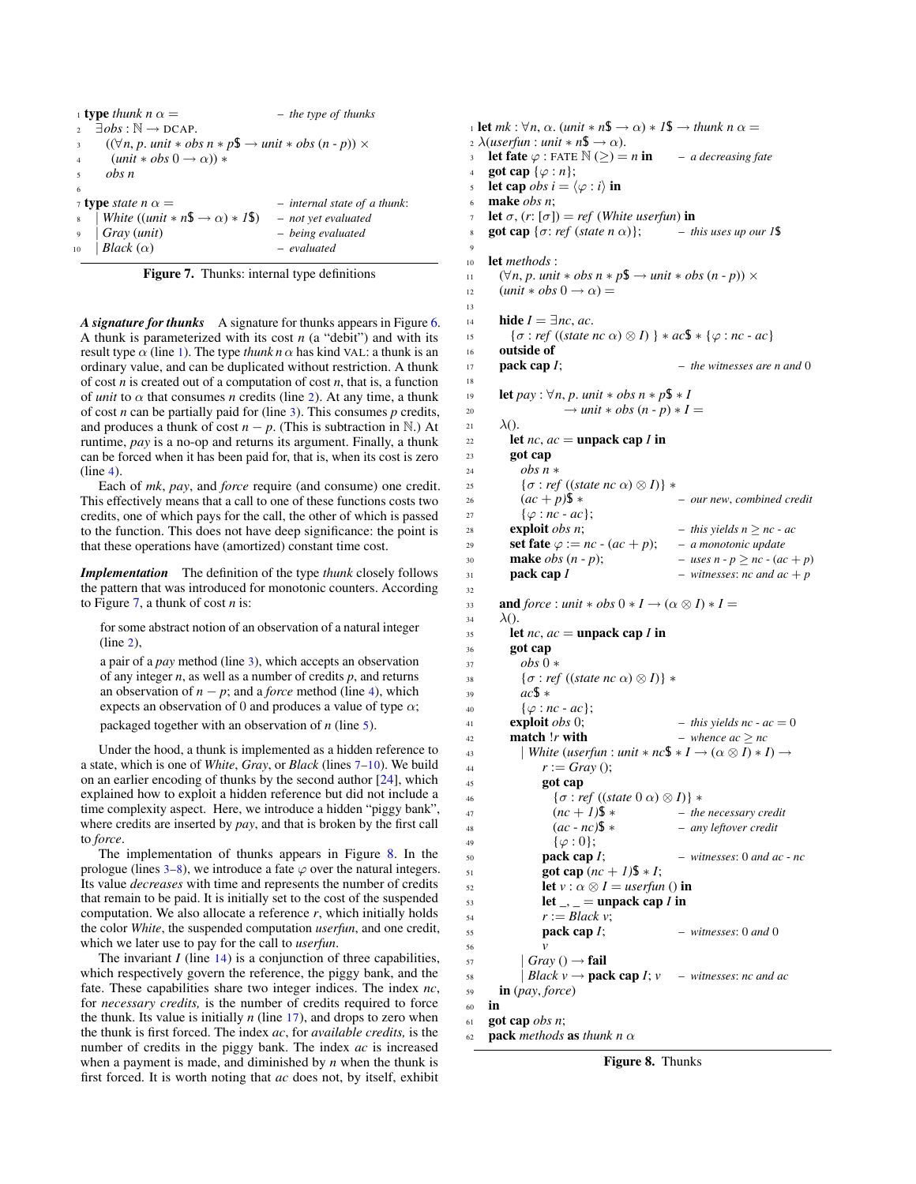```
1  type thunk n α =                              – the type of thunks
2    ∃obs : ℕ → DCAP.
3      ((∀n, p. unit ∗ obs n ∗ p$ → unit ∗ obs (n - p)) ×
4       (unit ∗ obs 0 → α)) ∗
5      obs n
6
7  type state n α =                              – internal state of a thunk:
8    | White ((unit ∗ n$ → α) ∗ 1$)              – not yet evaluated
9    | Gray (unit)                               – being evaluated
10   | Black (α)                                 – evaluated
```

**Figure 7.** Thunks: internal type definitions

***A signature for thunks*** A signature for thunks appears in Figure 6. A thunk is parameterized with its cost $n$ (a "debit") and with its result type $\alpha$ (line 1). The type *thunk* $n\ \alpha$ has kind VAL: a thunk is an ordinary value, and can be duplicated without restriction. A thunk of cost $n$ is created out of a computation of cost $n$, that is, a function of *unit* to $\alpha$ that consumes $n$ credits (line 2). At any time, a thunk of cost $n$ can be partially paid for (line 3). This consumes $p$ credits, and produces a thunk of cost $n - p$. (This is subtraction in $\mathbb{N}$.) At runtime, *pay* is a no-op and returns its argument. Finally, a thunk can be forced when it has been paid for, that is, when its cost is zero (line 4).

Each of *mk*, *pay*, and *force* require (and consume) one credit. This effectively means that a call to one of these functions costs two credits, one of which pays for the call, the other of which is passed to the function. This does not have deep significance: the point is that these operations have (amortized) constant time cost.

***Implementation*** The definition of the type *thunk* closely follows the pattern that was introduced for monotonic counters. According to Figure 7, a thunk of cost $n$ is:

> for some abstract notion of an observation of a natural integer (line 2),
>
> a pair of a *pay* method (line 3), which accepts an observation of any integer $n$, as well as a number of credits $p$, and returns an observation of $n - p$; and a *force* method (line 4), which expects an observation of 0 and produces a value of type $\alpha$;
>
> packaged together with an observation of $n$ (line 5).

Under the hood, a thunk is implemented as a hidden reference to a state, which is one of *White*, *Gray*, or *Black* (lines 7–10). We build on an earlier encoding of thunks by the second author [24], which explained how to exploit a hidden reference but did not include a time complexity aspect. Here, we introduce a hidden "piggy bank", where credits are inserted by *pay*, and that is broken by the first call to *force*.

The implementation of thunks appears in Figure 8. In the prologue (lines 3–8), we introduce a fate $\varphi$ over the natural integers. Its value *decreases* with time and represents the number of credits that remain to be paid. It is initially set to the cost of the suspended computation. We also allocate a reference $r$, which initially holds the color *White*, the suspended computation *userfun*, and one credit, which we later use to pay for the call to *userfun*.

The invariant $I$ (line 14) is a conjunction of three capabilities, which respectively govern the reference, the piggy bank, and the fate. These capabilities share two integer indices. The index $nc$, for *necessary credits,* is the number of credits required to force the thunk. Its value is initially $n$ (line 17), and drops to zero when the thunk is first forced. The index $ac$, for *available credits,* is the number of credits in the piggy bank. The index $ac$ is increased when a payment is made, and diminished by $n$ when the thunk is first forced. It is worth noting that $ac$ does not, by itself, exhibit

```
1  let mk : ∀n, α. (unit ∗ n$ → α) ∗ 1$ → thunk n α =
2  λ(userfun : unit ∗ n$ → α).
3    let fate φ : FATE ℕ (≥) = n in           – a decreasing fate
4    got cap {φ : n};
5    let cap obs i = ⟨φ : i⟩ in
6    make obs n;
7    let σ, (r: [σ]) = ref (White userfun) in
8    got cap {σ: ref (state n α)};            – this uses up our 1$
9
10   let methods :
11     (∀n, p. unit ∗ obs n ∗ p$ → unit ∗ obs (n - p)) ×
12     (unit ∗ obs 0 → α) =
13
14     hide I = ∃nc, ac.
15       {σ : ref ((state nc α) ⊗ I) } ∗ ac$ ∗ {φ : nc - ac}
16     outside of
17     pack cap I;                            – the witnesses are n and 0
18
19     let pay : ∀n, p. unit ∗ obs n ∗ p$ ∗ I
20                 → unit ∗ obs (n - p) ∗ I =
21     λ().
22       let nc, ac = unpack cap I in
23       got cap
24         obs n ∗
25         {σ : ref ((state nc α) ⊗ I)} ∗
26         (ac + p)$ ∗                        – our new, combined credit
27         {φ : nc - ac};
28       exploit obs n;                       – this yields n ≥ nc - ac
29       set fate φ := nc - (ac + p);         – a monotonic update
30       make obs (n - p);                    – uses n - p ≥ nc - (ac + p)
31       pack cap I                           – witnesses: nc and ac + p
32
33     and force : unit ∗ obs 0 ∗ I → (α ⊗ I) ∗ I =
34     λ().
35       let nc, ac = unpack cap I in
36       got cap
37         obs 0 ∗
38         {σ : ref ((state nc α) ⊗ I)} ∗
39         ac$ ∗
40         {φ : nc - ac};
41       exploit obs 0;                       – this yields nc - ac = 0
42       match !r with                        – whence ac ≥ nc
43         | White (userfun : unit ∗ nc$ ∗ I → (α ⊗ I) ∗ I) →
44             r := Gray ();
45             got cap
46               {σ : ref ((state 0 α) ⊗ I)} ∗
47               (nc + 1)$ ∗                  – the necessary credit
48               (ac - nc)$ ∗                 – any leftover credit
49               {φ : 0};
50             pack cap I;                    – witnesses: 0 and ac - nc
51             got cap (nc + 1)$ ∗ I;
52             let v : α ⊗ I = userfun () in
53             let _, _ = unpack cap I in
54             r := Black v;
55             pack cap I;                    – witnesses: 0 and 0
56             v
57         | Gray () → fail
58         | Black v → pack cap I; v          – witnesses: nc and ac
59     in (pay, force)
60   in
61   got cap obs n;
62   pack methods as thunk n α
```

**Figure 8.** Thunks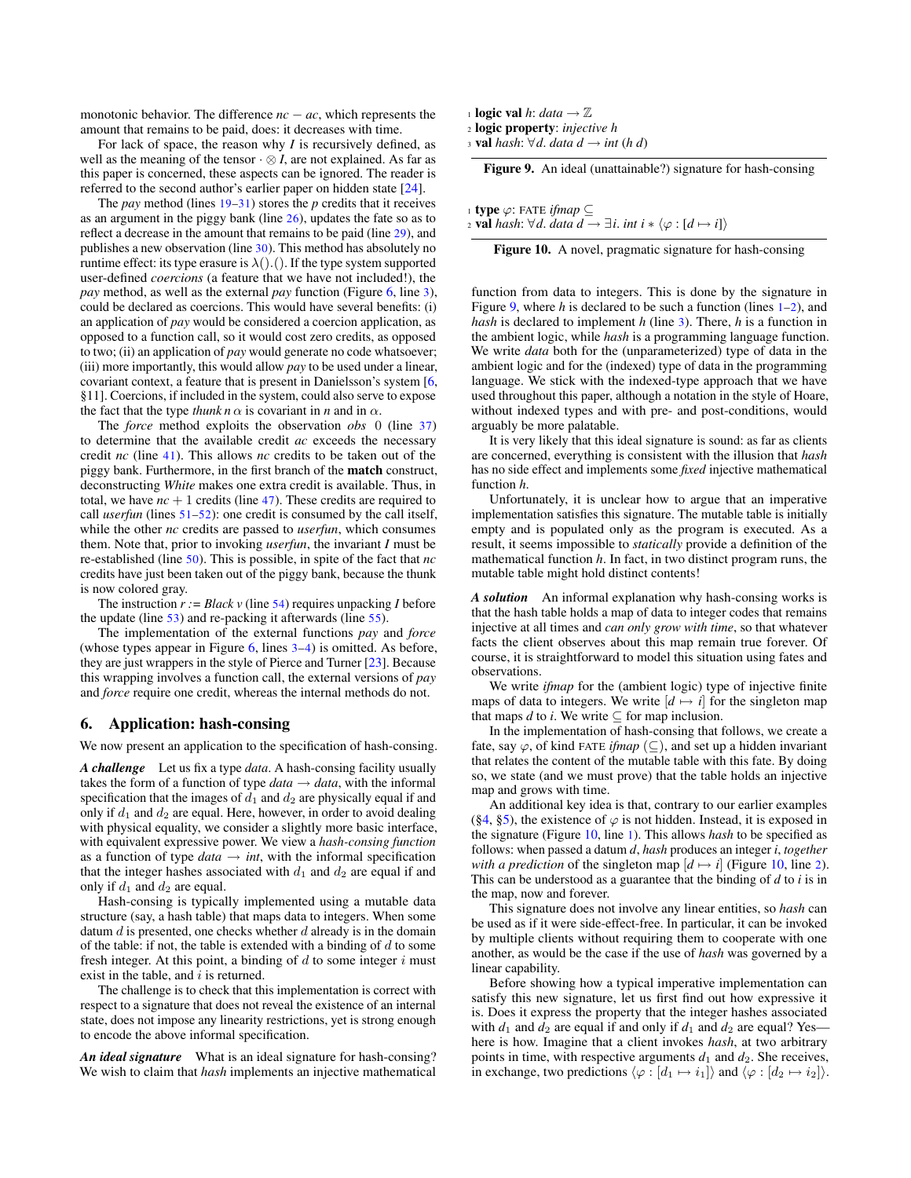monotonic behavior. The difference $nc - ac$, which represents the amount that remains to be paid, does: it decreases with time.

For lack of space, the reason why $I$ is recursively defined, as well as the meaning of the tensor $\cdot \otimes I$, are not explained. As far as this paper is concerned, these aspects can be ignored. The reader is referred to the second author's earlier paper on hidden state [24].

The *pay* method (lines 19–31) stores the $p$ credits that it receives as an argument in the piggy bank (line 26), updates the fate so as to reflect a decrease in the amount that remains to be paid (line 29), and publishes a new observation (line 30). This method has absolutely no runtime effect: its type erasure is $\lambda().()$. If the type system supported user-defined *coercions* (a feature that we have not included!), the *pay* method, as well as the external *pay* function (Figure 6, line 3), could be declared as coercions. This would have several benefits: (i) an application of *pay* would be considered a coercion application, as opposed to a function call, so it would cost zero credits, as opposed to two; (ii) an application of *pay* would generate no code whatsoever; (iii) more importantly, this would allow *pay* to be used under a linear, covariant context, a feature that is present in Danielsson's system [6, §11]. Coercions, if included in the system, could also serve to expose the fact that the type *thunk* $n$ $\alpha$ is covariant in $n$ and in $\alpha$.

The *force* method exploits the observation *obs* 0 (line 37) to determine that the available credit $ac$ exceeds the necessary credit $nc$ (line 41). This allows $nc$ credits to be taken out of the piggy bank. Furthermore, in the first branch of the **match** construct, deconstructing *White* makes one extra credit is available. Thus, in total, we have $nc + 1$ credits (line 47). These credits are required to call *userfun* (lines 51–52): one credit is consumed by the call itself, while the other $nc$ credits are passed to *userfun*, which consumes them. Note that, prior to invoking *userfun*, the invariant $I$ must be re-established (line 50). This is possible, in spite of the fact that $nc$ credits have just been taken out of the piggy bank, because the thunk is now colored gray.

The instruction $r$ := *Black* $v$ (line 54) requires unpacking $I$ before the update (line 53) and re-packing it afterwards (line 55).

The implementation of the external functions *pay* and *force* (whose types appear in Figure 6, lines 3–4) is omitted. As before, they are just wrappers in the style of Pierce and Turner [23]. Because this wrapping involves a function call, the external versions of *pay* and *force* require one credit, whereas the internal methods do not.

## 6. Application: hash-consing

We now present an application to the specification of hash-consing.

***A challenge*** Let us fix a type *data*. A hash-consing facility usually takes the form of a function of type *data* $\rightarrow$ *data*, with the informal specification that the images of $d_1$ and $d_2$ are physically equal if and only if $d_1$ and $d_2$ are equal. Here, however, in order to avoid dealing with physical equality, we consider a slightly more basic interface, with equivalent expressive power. We view a *hash-consing function* as a function of type *data* $\rightarrow$ *int*, with the informal specification that the integer hashes associated with $d_1$ and $d_2$ are equal if and only if $d_1$ and $d_2$ are equal.

Hash-consing is typically implemented using a mutable data structure (say, a hash table) that maps data to integers. When some datum $d$ is presented, one checks whether $d$ already is in the domain of the table: if not, the table is extended with a binding of $d$ to some fresh integer. At this point, a binding of $d$ to some integer $i$ must exist in the table, and $i$ is returned.

The challenge is to check that this implementation is correct with respect to a signature that does not reveal the existence of an internal state, does not impose any linearity restrictions, yet is strong enough to encode the above informal specification.

***An ideal signature*** What is an ideal signature for hash-consing? We wish to claim that *hash* implements an injective mathematical function from data to integers. This is done by the signature in Figure 9, where $h$ is declared to be such a function (lines 1–2), and *hash* is declared to implement $h$ (line 3). There, $h$ is a function in the ambient logic, while *hash* is a programming language function. We write *data* both for the (unparameterized) type of data in the ambient logic and for the (indexed) type of data in the programming language. We stick with the indexed-type approach that we have used throughout this paper, although a notation in the style of Hoare, without indexed types and with pre- and post-conditions, would arguably be more palatable.

```
1 logic val h: data → ℤ
2 logic property: injective h
3 val hash: ∀d. data d → int (h d)
```

**Figure 9.** An ideal (unattainable?) signature for hash-consing

```
1 type φ: FATE ifmap ⊆
2 val hash: ∀d. data d → ∃i. int i ∗ ⟨φ : [d ↦ i]⟩
```

**Figure 10.** A novel, pragmatic signature for hash-consing

It is very likely that this ideal signature is sound: as far as clients are concerned, everything is consistent with the illusion that *hash* has no side effect and implements some *fixed* injective mathematical function $h$.

Unfortunately, it is unclear how to argue that an imperative implementation satisfies this signature. The mutable table is initially empty and is populated only as the program is executed. As a result, it seems impossible to *statically* provide a definition of the mathematical function $h$. In fact, in two distinct program runs, the mutable table might hold distinct contents!

***A solution*** An informal explanation why hash-consing works is that the hash table holds a map of data to integer codes that remains injective at all times and *can only grow with time*, so that whatever facts the client observes about this map remain true forever. Of course, it is straightforward to model this situation using fates and observations.

We write *ifmap* for the (ambient logic) type of injective finite maps of data to integers. We write $[d \mapsto i]$ for the singleton map that maps $d$ to $i$. We write $\subseteq$ for map inclusion.

In the implementation of hash-consing that follows, we create a fate, say $\varphi$, of kind FATE *ifmap* ($\subseteq$), and set up a hidden invariant that relates the content of the mutable table with this fate. By doing so, we state (and we must prove) that the table holds an injective map and grows with time.

An additional key idea is that, contrary to our earlier examples (§4, §5), the existence of $\varphi$ is not hidden. Instead, it is exposed in the signature (Figure 10, line 1). This allows *hash* to be specified as follows: when passed a datum $d$, *hash* produces an integer $i$, *together with a prediction* of the singleton map $[d \mapsto i]$ (Figure 10, line 2). This can be understood as a guarantee that the binding of $d$ to $i$ is in the map, now and forever.

This signature does not involve any linear entities, so *hash* can be used as if it were side-effect-free. In particular, it can be invoked by multiple clients without requiring them to cooperate with one another, as would be the case if the use of *hash* was governed by a linear capability.

Before showing how a typical imperative implementation can satisfy this new signature, let us first find out how expressive it is. Does it express the property that the integer hashes associated with $d_1$ and $d_2$ are equal if and only if $d_1$ and $d_2$ are equal? Yes—here is how. Imagine that a client invokes *hash*, at two arbitrary points in time, with respective arguments $d_1$ and $d_2$. She receives, in exchange, two predictions $\langle \varphi : [d_1 \mapsto i_1] \rangle$ and $\langle \varphi : [d_2 \mapsto i_2] \rangle$.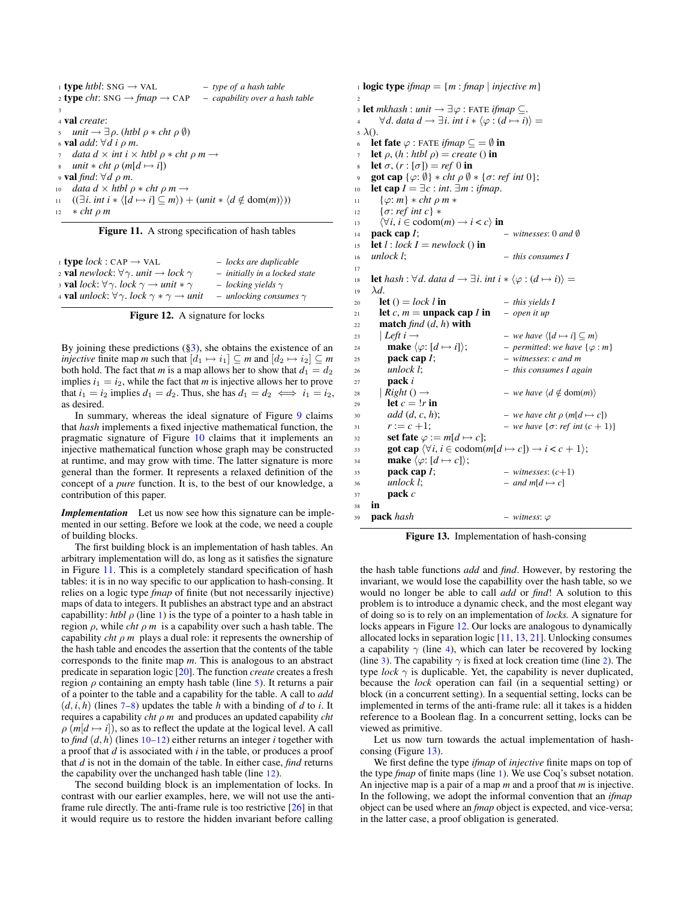```
1  type htbl: SNG → VAL                 – type of a hash table
2  type cht: SNG → fmap → CAP           – capability over a hash table
3
4  val create:
5    unit → ∃ρ. (htbl ρ ∗ cht ρ ∅)
6  val add: ∀d i ρ m.
7    data d × int i × htbl ρ ∗ cht ρ m →
8    unit ∗ cht ρ (m[d ↦ i])
9  val find: ∀d ρ m.
10   data d × htbl ρ ∗ cht ρ m →
11   ((∃i. int i ∗ ⟨[d ↦ i] ⊆ m⟩) + (unit ∗ ⟨d ∉ dom(m)⟩))
12   ∗ cht ρ m
```

**Figure 11.** A strong specification of hash tables

```
1  type lock : CAP → VAL                 – locks are duplicable
2  val newlock: ∀γ. unit → lock γ        – initially in a locked state
3  val lock: ∀γ. lock γ → unit ∗ γ       – locking yields γ
4  val unlock: ∀γ. lock γ ∗ γ → unit     – unlocking consumes γ
```

**Figure 12.** A signature for locks

By joining these predictions (§3), she obtains the existence of an *injective* finite map $m$ such that $[d_1 \mapsto i_1] \subseteq m$ and $[d_2 \mapsto i_2] \subseteq m$ both hold. The fact that $m$ is a map allows her to show that $d_1 = d_2$ implies $i_1 = i_2$, while the fact that $m$ is injective allows her to prove that $i_1 = i_2$ implies $d_1 = d_2$. Thus, she has $d_1 = d_2 \iff i_1 = i_2$, as desired.

In summary, whereas the ideal signature of Figure 9 claims that *hash* implements a fixed injective mathematical function, the pragmatic signature of Figure 10 claims that it implements an injective mathematical function whose graph may be constructed at runtime, and may grow with time. The latter signature is more general than the former. It represents a relaxed definition of the concept of a *pure* function. It is, to the best of our knowledge, a contribution of this paper.

***Implementation*** Let us now see how this signature can be implemented in our setting. Before we look at the code, we need a couple of building blocks.

The first building block is an implementation of hash tables. An arbitrary implementation will do, as long as it satisfies the signature in Figure 11. This is a completely standard specification of hash tables: it is in no way specific to our application to hash-consing. It relies on a logic type *fmap* of finite (but not necessarily injective) maps of data to integers. It publishes an abstract type and an abstract capabillity: *htbl* $\rho$ (line 1) is the type of a pointer to a hash table in region $\rho$, while *cht* $\rho\ m$ is a capability over such a hash table. The capability *cht* $\rho\ m$ plays a dual role: it represents the ownership of the hash table and encodes the assertion that the contents of the table corresponds to the finite map $m$. This is analogous to an abstract predicate in separation logic [20]. The function *create* creates a fresh region $\rho$ containing an empty hash table (line 5). It returns a pair of a pointer to the table and a capability for the table. A call to *add* $(d, i, h)$ (lines 7–8) updates the table $h$ with a binding of $d$ to $i$. It requires a capability *cht* $\rho\ m$ and produces an updated capability *cht* $\rho\ (m[d \mapsto i])$, so as to reflect the update at the logical level. A call to *find* $(d, h)$ (lines 10–12) either returns an integer $i$ together with a proof that $d$ is associated with $i$ in the table, or produces a proof that $d$ is not in the domain of the table. In either case, *find* returns the capability over the unchanged hash table (line 12).

The second building block is an implementation of locks. In contrast with our earlier examples, here, we will not use the anti-frame rule directly. The anti-frame rule is too restrictive [26] in that it would require us to restore the hidden invariant before calling the hash table functions *add* and *find*. However, by restoring the invariant, we would lose the capabillity over the hash table, so we would no longer be able to call *add* or *find*! A solution to this problem is to introduce a dynamic check, and the most elegant way of doing so is to rely on an implementation of *locks*. A signature for locks appears in Figure 12. Our locks are analogous to dynamically allocated locks in separation logic [11, 13, 21]. Unlocking consumes a capability $\gamma$ (line 4), which can later be recovered by locking (line 3). The capability $\gamma$ is fixed at lock creation time (line 2). The type *lock* $\gamma$ is duplicable. Yet, the capability is never duplicated, because the *lock* operation can fail (in a sequential setting) or block (in a concurrent setting). In a sequential setting, locks can be implemented in terms of the anti-frame rule: all it takes is a hidden reference to a Boolean flag. In a concurrent setting, locks can be viewed as primitive.

```
1  logic type ifmap = {m : fmap | injective m}
2
3  let mkhash : unit → ∃φ : FATE ifmap ⊆.
4      ∀d. data d → ∃i. int i ∗ ⟨φ : (d ↦ i)⟩ =
5  λ().
6    let fate φ : FATE ifmap ⊆ = ∅ in
7    let ρ, (h : htbl ρ) = create () in
8    let σ, (r : [σ]) = ref 0 in
9    got cap {φ: ∅} ∗ cht ρ ∅ ∗ {σ: ref int 0};
10   let cap I = ∃c : int. ∃m : ifmap.
11     {φ: m} ∗ cht ρ m ∗
12     {σ: ref int c} ∗
13     ⟨∀i, i ∈ codom(m) → i < c⟩ in
14   pack cap I;                       – witnesses: 0 and ∅
15   let l : lock I = newlock () in
16   unlock l;                          – this consumes I
17
18   let hash : ∀d. data d → ∃i. int i ∗ ⟨φ : (d ↦ i)⟩ =
19   λd.
20     let () = lock l in               – this yields I
21     let c, m = unpack cap I in       – open it up
22     match find (d, h) with
23     | Left i →                       – we have ⟨[d ↦ i] ⊆ m⟩
24       make ⟨φ: [d ↦ i]⟩;             – permitted: we have {φ : m}
25       pack cap I;                    – witnesses: c and m
26       unlock l;                      – this consumes I again
27       pack i
28     | Right () →                     – we have ⟨d ∉ dom(m)⟩
29       let c = !r in
30       add (d, c, h);                 – we have cht ρ (m[d ↦ c])
31       r := c +1;                     – we have {σ: ref int (c + 1)}
32       set fate φ := m[d ↦ c];
33       got cap ⟨∀i, i ∈ codom(m[d ↦ c]) → i < c + 1⟩;
34       make ⟨φ: [d ↦ c]⟩;
35       pack cap I;                    – witnesses: (c+1)
36       unlock l;                      – and m[d ↦ c]
37       pack c
38   in
39   pack hash                          – witness: φ
```

**Figure 13.** Implementation of hash-consing

Let us now turn towards the actual implementation of hash-consing (Figure 13).

We first define the type *ifmap* of *injective* finite maps on top of the type *fmap* of finite maps (line 1). We use Coq's subset notation. An injective map is a pair of a map $m$ and a proof that $m$ is injective. In the following, we adopt the informal convention that an *ifmap* object can be used where an *fmap* object is expected, and vice-versa; in the latter case, a proof obligation is generated.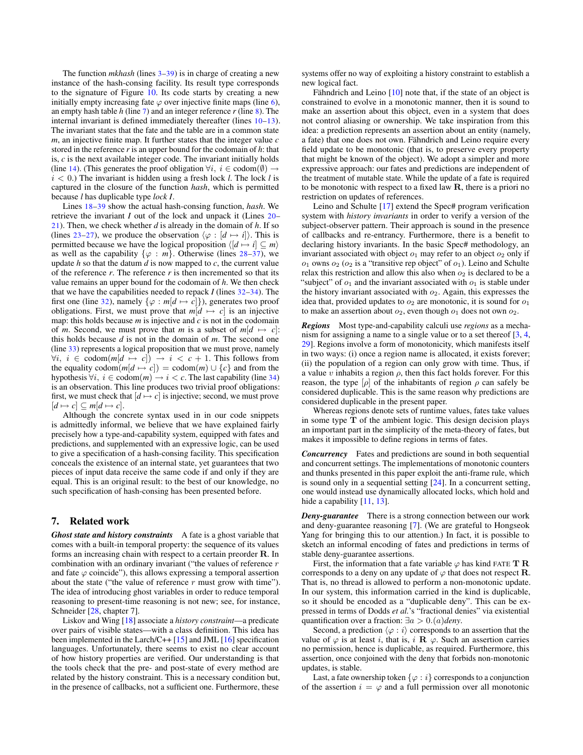The function *mkhash* (lines 3–39) is in charge of creating a new instance of the hash-consing facility. Its result type corresponds to the signature of Figure 10. Its code starts by creating a new initially empty increasing fate $\varphi$ over injective finite maps (line 6), an empty hash table *h* (line 7) and an integer reference *r* (line 8). The internal invariant is defined immediately thereafter (lines 10–13). The invariant states that the fate and the table are in a common state *m*, an injective finite map. It further states that the integer value *c* stored in the reference *r* is an upper bound for the codomain of *h*: that is, *c* is the next available integer code. The invariant initially holds (line 14). (This generates the proof obligation $\forall i,\ i \in \mathrm{codom}(\emptyset) \to i < 0$.) The invariant is hidden using a fresh lock *l*. The lock *l* is captured in the closure of the function *hash*, which is permitted because *l* has duplicable type *lock I*.

Lines 18–39 show the actual hash-consing function, *hash*. We retrieve the invariant *I* out of the lock and unpack it (Lines 20–21). Then, we check whether *d* is already in the domain of *h*. If so (lines 23–27), we produce the observation $\langle \varphi : [d \mapsto i] \rangle$. This is permitted because we have the logical proposition $\langle [d \mapsto i] \subseteq m \rangle$ as well as the capability $\{\varphi : m\}$. Otherwise (lines 28–37), we update *h* so that the datum *d* is now mapped to *c*, the current value of the reference *r*. The reference *r* is then incremented so that its value remains an upper bound for the codomain of *h*. We then check that we have the capabilities needed to repack *I* (lines 32–34). The first one (line 32), namely $\{\varphi : m[d \mapsto c]\}$, generates two proof obligations. First, we must prove that $m[d \mapsto c]$ is an injective map: this holds because *m* is injective and *c* is not in the codomain of *m*. Second, we must prove that *m* is a subset of $m[d \mapsto c]$: this holds because *d* is not in the domain of *m*. The second one (line 33) represents a logical proposition that we must prove, namely $\forall i,\ i \in \mathrm{codom}(m[d \mapsto c]) \to i < c + 1$. This follows from the equality $\mathrm{codom}(m[d \mapsto c]) = \mathrm{codom}(m) \cup \{c\}$ and from the hypothesis $\forall i,\ i \in \mathrm{codom}(m) \to i < c$. The last capability (line 34) is an observation. This line produces two trivial proof obligations: first, we must check that $[d \mapsto c]$ is injective; second, we must prove $[d \mapsto c] \subseteq m[d \mapsto c]$.

Although the concrete syntax used in in our code snippets is admittedly informal, we believe that we have explained fairly precisely how a type-and-capability system, equipped with fates and predictions, and supplemented with an expressive logic, can be used to give a specification of a hash-consing facility. This specification conceals the existence of an internal state, yet guarantees that two pieces of input data receive the same code if and only if they are equal. This is an original result: to the best of our knowledge, no such specification of hash-consing has been presented before.

## 7. Related work

***Ghost state and history constraints*** A fate is a ghost variable that comes with a built-in temporal property: the sequence of its values forms an increasing chain with respect to a certain preorder $\mathbf{R}$. In combination with an ordinary invariant ("the values of reference *r* and fate $\varphi$ coincide"), this allows expressing a temporal assertion about the state ("the value of reference *r* must grow with time"). The idea of introducing ghost variables in order to reduce temporal reasoning to present-time reasoning is not new; see, for instance, Schneider [28, chapter 7].

Liskov and Wing [18] associate a *history constraint*—a predicate over pairs of visible states—with a class definition. This idea has been implemented in the Larch/C++ [15] and JML [16] specification languages. Unfortunately, there seems to exist no clear account of how history properties are verified. Our understanding is that the tools check that the pre- and post-state of every method are related by the history constraint. This is a necessary condition but, in the presence of callbacks, not a sufficient one. Furthermore, these systems offer no way of exploiting a history constraint to establish a new logical fact.

Fähndrich and Leino [10] note that, if the state of an object is constrained to evolve in a monotonic manner, then it is sound to make an assertion about this object, even in a system that does not control aliasing or ownership. We take inspiration from this idea: a prediction represents an assertion about an entity (namely, a fate) that one does not own. Fähndrich and Leino require every field update to be monotonic (that is, to preserve every property that might be known of the object). We adopt a simpler and more expressive approach: our fates and predictions are independent of the treatment of mutable state. While the update of a fate is required to be monotonic with respect to a fixed law $\mathbf{R}$, there is a priori no restriction on updates of references.

Leino and Schulte [17] extend the Spec# program verification system with *history invariants* in order to verify a version of the subject-observer pattern. Their approach is sound in the presence of callbacks and re-entrancy. Furthermore, there is a benefit to declaring history invariants. In the basic Spec# methodology, an invariant associated with object $o_1$ may refer to an object $o_2$ only if $o_1$ owns $o_2$ ($o_2$ is a "transitive rep object" of $o_1$). Leino and Schulte relax this restriction and allow this also when $o_2$ is declared to be a "subject" of $o_1$ and the invariant associated with $o_1$ is stable under the history invariant associated with $o_2$. Again, this expresses the idea that, provided updates to $o_2$ are monotonic, it is sound for $o_1$ to make an assertion about $o_2$, even though $o_1$ does not own $o_2$.

***Regions*** Most type-and-capability calculi use *regions* as a mechanism for assigning a name to a single value or to a set thereof [3, 4, 29]. Regions involve a form of monotonicity, which manifests itself in two ways: (i) once a region name is allocated, it exists forever; (ii) the population of a region can only grow with time. Thus, if a value $v$ inhabits a region $\rho$, then this fact holds forever. For this reason, the type $[\rho]$ of the inhabitants of region $\rho$ can safely be considered duplicable. This is the same reason why predictions are considered duplicable in the present paper.

Whereas regions denote sets of runtime values, fates take values in some type $\mathbf{T}$ of the ambient logic. This design decision plays an important part in the simplicity of the meta-theory of fates, but makes it impossible to define regions in terms of fates.

***Concurrency*** Fates and predictions are sound in both sequential and concurrent settings. The implementations of monotonic counters and thunks presented in this paper exploit the anti-frame rule, which is sound only in a sequential setting [24]. In a concurrent setting, one would instead use dynamically allocated locks, which hold and hide a capability [11, 13].

***Deny-guarantee*** There is a strong connection between our work and deny-guarantee reasoning [7]. (We are grateful to Hongseok Yang for bringing this to our attention.) In fact, it is possible to sketch an informal encoding of fates and predictions in terms of stable deny-guarantee assertions.

First, the information that a fate variable $\varphi$ has kind FATE $\mathbf{T}\ \mathbf{R}$ corresponds to a deny on any update of $\varphi$ that does not respect $\mathbf{R}$. That is, no thread is allowed to perform a non-monotonic update. In our system, this information carried in the kind is duplicable, so it should be encoded as a "duplicable deny". This can be expressed in terms of Dodds *et al.*'s "fractional denies" via existential quantification over a fraction: $\exists a > 0.(a)\mathit{deny}$.

Second, a prediction $\langle \varphi : i \rangle$ corresponds to an assertion that the value of $\varphi$ is at least $i$, that is, $i\ \mathbf{R}\ \varphi$. Such an assertion carries no permission, hence is duplicable, as required. Furthermore, this assertion, once conjoined with the deny that forbids non-monotonic updates, is stable.

Last, a fate ownership token $\{\varphi : i\}$ corresponds to a conjunction of the assertion $i = \varphi$ and a full permission over all monotonic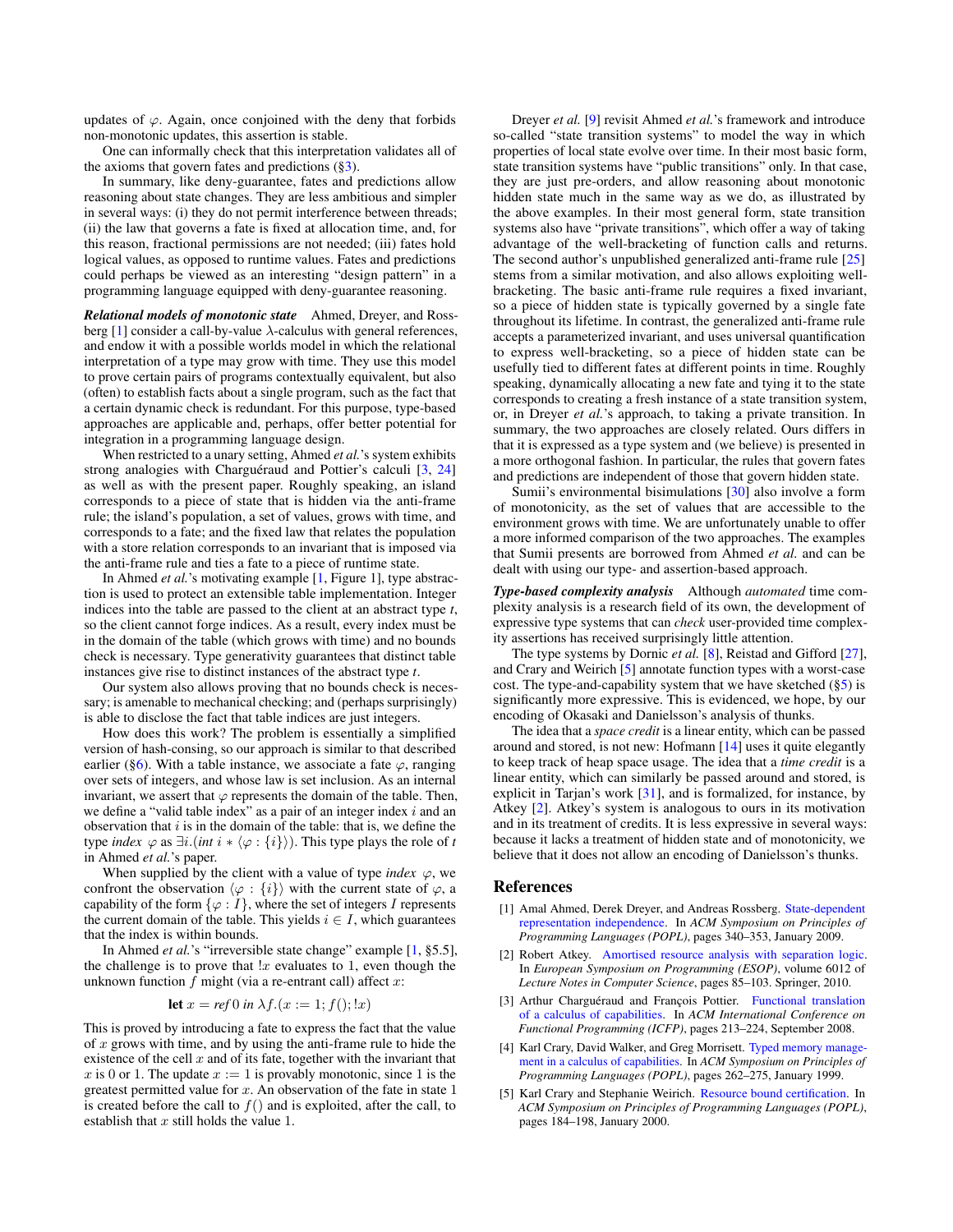updates of $\varphi$. Again, once conjoined with the deny that forbids non-monotonic updates, this assertion is stable.

One can informally check that this interpretation validates all of the axioms that govern fates and predictions (§3).

In summary, like deny-guarantee, fates and predictions allow reasoning about state changes. They are less ambitious and simpler in several ways: (i) they do not permit interference between threads; (ii) the law that governs a fate is fixed at allocation time, and, for this reason, fractional permissions are not needed; (iii) fates hold logical values, as opposed to runtime values. Fates and predictions could perhaps be viewed as an interesting "design pattern" in a programming language equipped with deny-guarantee reasoning.

***Relational models of monotonic state*** Ahmed, Dreyer, and Rossberg [1] consider a call-by-value $\lambda$-calculus with general references, and endow it with a possible worlds model in which the relational interpretation of a type may grow with time. They use this model to prove certain pairs of programs contextually equivalent, but also (often) to establish facts about a single program, such as the fact that a certain dynamic check is redundant. For this purpose, type-based approaches are applicable and, perhaps, offer better potential for integration in a programming language design.

When restricted to a unary setting, Ahmed *et al.*'s system exhibits strong analogies with Charguéraud and Pottier's calculi [3, 24] as well as with the present paper. Roughly speaking, an island corresponds to a piece of state that is hidden via the anti-frame rule; the island's population, a set of values, grows with time, and corresponds to a fate; and the fixed law that relates the population with a store relation corresponds to an invariant that is imposed via the anti-frame rule and ties a fate to a piece of runtime state.

In Ahmed *et al.*'s motivating example [1, Figure 1], type abstraction is used to protect an extensible table implementation. Integer indices into the table are passed to the client at an abstract type $t$, so the client cannot forge indices. As a result, every index must be in the domain of the table (which grows with time) and no bounds check is necessary. Type generativity guarantees that distinct table instances give rise to distinct instances of the abstract type $t$.

Our system also allows proving that no bounds check is necessary; is amenable to mechanical checking; and (perhaps surprisingly) is able to disclose the fact that table indices are just integers.

How does this work? The problem is essentially a simplified version of hash-consing, so our approach is similar to that described earlier (§6). With a table instance, we associate a fate $\varphi$, ranging over sets of integers, and whose law is set inclusion. As an internal invariant, we assert that $\varphi$ represents the domain of the table. Then, we define a "valid table index" as a pair of an integer index $i$ and an observation that $i$ is in the domain of the table: that is, we define the type *index* $\varphi$ as $\exists i.(\mathit{int}\ i * \langle \varphi : \{i\} \rangle)$. This type plays the role of $t$ in Ahmed *et al.*'s paper.

When supplied by the client with a value of type *index* $\varphi$, we confront the observation $\langle \varphi : \{i\} \rangle$ with the current state of $\varphi$, a capability of the form $\{\varphi : I\}$, where the set of integers $I$ represents the current domain of the table. This yields $i \in I$, which guarantees that the index is within bounds.

In Ahmed *et al.*'s "irreversible state change" example [1, §5.5], the challenge is to prove that $!x$ evaluates to 1, even though the unknown function $f$ might (via a re-entrant call) affect $x$:

$$\textbf{let}\ x = \mathit{ref}\ 0\ \mathit{in}\ \lambda f.(x := 1; f(); !x)$$

This is proved by introducing a fate to express the fact that the value of $x$ grows with time, and by using the anti-frame rule to hide the existence of the cell $x$ and of its fate, together with the invariant that $x$ is 0 or 1. The update $x := 1$ is provably monotonic, since 1 is the greatest permitted value for $x$. An observation of the fate in state 1 is created before the call to $f()$ and is exploited, after the call, to establish that $x$ still holds the value 1.

Dreyer *et al.* [9] revisit Ahmed *et al.*'s framework and introduce so-called "state transition systems" to model the way in which properties of local state evolve over time. In their most basic form, state transition systems have "public transitions" only. In that case, they are just pre-orders, and allow reasoning about monotonic hidden state much in the same way as we do, as illustrated by the above examples. In their most general form, state transition systems also have "private transitions", which offer a way of taking advantage of the well-bracketing of function calls and returns. The second author's unpublished generalized anti-frame rule [25] stems from a similar motivation, and also allows exploiting well-bracketing. The basic anti-frame rule requires a fixed invariant, so a piece of hidden state is typically governed by a single fate throughout its lifetime. In contrast, the generalized anti-frame rule accepts a parameterized invariant, and uses universal quantification to express well-bracketing, so a piece of hidden state can be usefully tied to different fates at different points in time. Roughly speaking, dynamically allocating a new fate and tying it to the state corresponds to creating a fresh instance of a state transition system, or, in Dreyer *et al.*'s approach, to taking a private transition. In summary, the two approaches are closely related. Ours differs in that it is expressed as a type system and (we believe) is presented in a more orthogonal fashion. In particular, the rules that govern fates and predictions are independent of those that govern hidden state.

Sumii's environmental bisimulations [30] also involve a form of monotonicity, as the set of values that are accessible to the environment grows with time. We are unfortunately unable to offer a more informed comparison of the two approaches. The examples that Sumii presents are borrowed from Ahmed *et al.* and can be dealt with using our type- and assertion-based approach.

***Type-based complexity analysis*** Although *automated* time complexity analysis is a research field of its own, the development of expressive type systems that can *check* user-provided time complexity assertions has received surprisingly little attention.

The type systems by Dornic *et al.* [8], Reistad and Gifford [27], and Crary and Weirich [5] annotate function types with a worst-case cost. The type-and-capability system that we have sketched (§5) is significantly more expressive. This is evidenced, we hope, by our encoding of Okasaki and Danielsson's analysis of thunks.

The idea that a *space credit* is a linear entity, which can be passed around and stored, is not new: Hofmann [14] uses it quite elegantly to keep track of heap space usage. The idea that a *time credit* is a linear entity, which can similarly be passed around and stored, is explicit in Tarjan's work [31], and is formalized, for instance, by Atkey [2]. Atkey's system is analogous to ours in its motivation and in its treatment of credits. It is less expressive in several ways: because it lacks a treatment of hidden state and of monotonicity, we believe that it does not allow an encoding of Danielsson's thunks.

## References

[1] Amal Ahmed, Derek Dreyer, and Andreas Rossberg. State-dependent representation independence. In *ACM Symposium on Principles of Programming Languages (POPL)*, pages 340–353, January 2009.

[2] Robert Atkey. Amortised resource analysis with separation logic. In *European Symposium on Programming (ESOP)*, volume 6012 of *Lecture Notes in Computer Science*, pages 85–103. Springer, 2010.

[3] Arthur Charguéraud and François Pottier. Functional translation of a calculus of capabilities. In *ACM International Conference on Functional Programming (ICFP)*, pages 213–224, September 2008.

[4] Karl Crary, David Walker, and Greg Morrisett. Typed memory management in a calculus of capabilities. In *ACM Symposium on Principles of Programming Languages (POPL)*, pages 262–275, January 1999.

[5] Karl Crary and Stephanie Weirich. Resource bound certification. In *ACM Symposium on Principles of Programming Languages (POPL)*, pages 184–198, January 2000.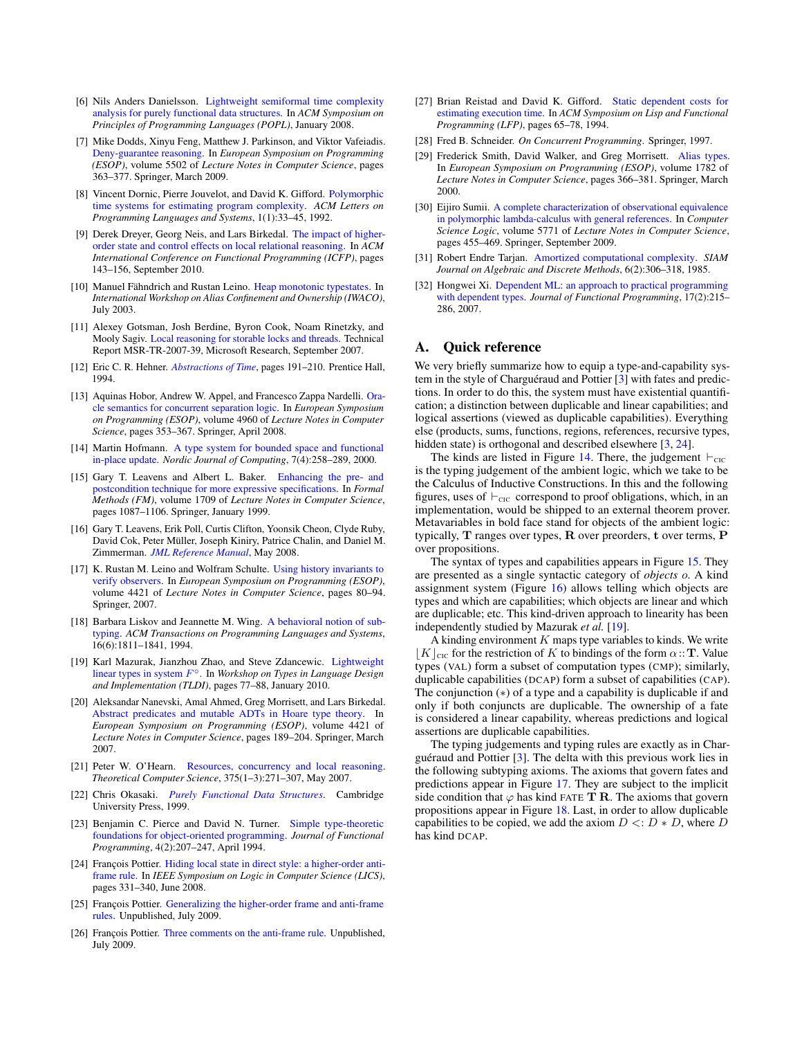[6] Nils Anders Danielsson. Lightweight semiformal time complexity analysis for purely functional data structures. In *ACM Symposium on Principles of Programming Languages (POPL)*, January 2008.

[7] Mike Dodds, Xinyu Feng, Matthew J. Parkinson, and Viktor Vafeiadis. Deny-guarantee reasoning. In *European Symposium on Programming (ESOP)*, volume 5502 of *Lecture Notes in Computer Science*, pages 363–377. Springer, March 2009.

[8] Vincent Dornic, Pierre Jouvelot, and David K. Gifford. Polymorphic time systems for estimating program complexity. *ACM Letters on Programming Languages and Systems*, 1(1):33–45, 1992.

[9] Derek Dreyer, Georg Neis, and Lars Birkedal. The impact of higher-order state and control effects on local relational reasoning. In *ACM International Conference on Functional Programming (ICFP)*, pages 143–156, September 2010.

[10] Manuel Fähndrich and Rustan Leino. Heap monotonic typestates. In *International Workshop on Alias Confinement and Ownership (IWACO)*, July 2003.

[11] Alexey Gotsman, Josh Berdine, Byron Cook, Noam Rinetzky, and Mooly Sagiv. Local reasoning for storable locks and threads. Technical Report MSR-TR-2007-39, Microsoft Research, September 2007.

[12] Eric C. R. Hehner. *Abstractions of Time*, pages 191–210. Prentice Hall, 1994.

[13] Aquinas Hobor, Andrew W. Appel, and Francesco Zappa Nardelli. Oracle semantics for concurrent separation logic. In *European Symposium on Programming (ESOP)*, volume 4960 of *Lecture Notes in Computer Science*, pages 353–367. Springer, April 2008.

[14] Martin Hofmann. A type system for bounded space and functional in-place update. *Nordic Journal of Computing*, 7(4):258–289, 2000.

[15] Gary T. Leavens and Albert L. Baker. Enhancing the pre- and postcondition technique for more expressive specifications. In *Formal Methods (FM)*, volume 1709 of *Lecture Notes in Computer Science*, pages 1087–1106. Springer, January 1999.

[16] Gary T. Leavens, Erik Poll, Curtis Clifton, Yoonsik Cheon, Clyde Ruby, David Cok, Peter Müller, Joseph Kiniry, Patrice Chalin, and Daniel M. Zimmerman. *JML Reference Manual*, May 2008.

[17] K. Rustan M. Leino and Wolfram Schulte. Using history invariants to verify observers. In *European Symposium on Programming (ESOP)*, volume 4421 of *Lecture Notes in Computer Science*, pages 80–94. Springer, 2007.

[18] Barbara Liskov and Jeannette M. Wing. A behavioral notion of subtyping. *ACM Transactions on Programming Languages and Systems*, 16(6):1811–1841, 1994.

[19] Karl Mazurak, Jianzhou Zhao, and Steve Zdancewic. Lightweight linear types in system $F^{\circ}$. In *Workshop on Types in Language Design and Implementation (TLDI)*, pages 77–88, January 2010.

[20] Aleksandar Nanevski, Amal Ahmed, Greg Morrisett, and Lars Birkedal. Abstract predicates and mutable ADTs in Hoare type theory. In *European Symposium on Programming (ESOP)*, volume 4421 of *Lecture Notes in Computer Science*, pages 189–204. Springer, March 2007.

[21] Peter W. O'Hearn. Resources, concurrency and local reasoning. *Theoretical Computer Science*, 375(1–3):271–307, May 2007.

[22] Chris Okasaki. *Purely Functional Data Structures*. Cambridge University Press, 1999.

[23] Benjamin C. Pierce and David N. Turner. Simple type-theoretic foundations for object-oriented programming. *Journal of Functional Programming*, 4(2):207–247, April 1994.

[24] François Pottier. Hiding local state in direct style: a higher-order anti-frame rule. In *IEEE Symposium on Logic in Computer Science (LICS)*, pages 331–340, June 2008.

[25] François Pottier. Generalizing the higher-order frame and anti-frame rules. Unpublished, July 2009.

[26] François Pottier. Three comments on the anti-frame rule. Unpublished, July 2009.

[27] Brian Reistad and David K. Gifford. Static dependent costs for estimating execution time. In *ACM Symposium on Lisp and Functional Programming (LFP)*, pages 65–78, 1994.

[28] Fred B. Schneider. *On Concurrent Programming*. Springer, 1997.

[29] Frederick Smith, David Walker, and Greg Morrisett. Alias types. In *European Symposium on Programming (ESOP)*, volume 1782 of *Lecture Notes in Computer Science*, pages 366–381. Springer, March 2000.

[30] Eijiro Sumii. A complete characterization of observational equivalence in polymorphic lambda-calculus with general references. In *Computer Science Logic*, volume 5771 of *Lecture Notes in Computer Science*, pages 455–469. Springer, September 2009.

[31] Robert Endre Tarjan. Amortized computational complexity. *SIAM Journal on Algebraic and Discrete Methods*, 6(2):306–318, 1985.

[32] Hongwei Xi. Dependent ML: an approach to practical programming with dependent types. *Journal of Functional Programming*, 17(2):215–286, 2007.

## A. Quick reference

We very briefly summarize how to equip a type-and-capability system in the style of Charguéraud and Pottier [3] with fates and predictions. In order to do this, the system must have existential quantification; a distinction between duplicable and linear capabilities; and logical assertions (viewed as duplicable capabilities). Everything else (products, sums, functions, regions, references, recursive types, hidden state) is orthogonal and described elsewhere [3, 24].

The kinds are listed in Figure 14. There, the judgement $\vdash_{\text{CIC}}$ is the typing judgement of the ambient logic, which we take to be the Calculus of Inductive Constructions. In this and the following figures, uses of $\vdash_{\text{CIC}}$ correspond to proof obligations, which, in an implementation, would be shipped to an external theorem prover. Metavariables in bold face stand for objects of the ambient logic: typically, $\mathbf{T}$ ranges over types, $\mathbf{R}$ over preorders, $\mathbf{t}$ over terms, $\mathbf{P}$ over propositions.

The syntax of types and capabilities appears in Figure 15. They are presented as a single syntactic category of *objects o*. A kind assignment system (Figure 16) allows telling which objects are types and which are capabilities; which objects are linear and which are duplicable; etc. This kind-driven approach to linearity has been independently studied by Mazurak *et al.* [19].

A kinding environment $K$ maps type variables to kinds. We write $\lfloor K \rfloor_{\text{CIC}}$ for the restriction of $K$ to bindings of the form $\alpha :: \mathbf{T}$. Value types (VAL) form a subset of computation types (CMP); similarly, duplicable capabilities (DCAP) form a subset of capabilities (CAP). The conjunction ($*$) of a type and a capability is duplicable if and only if both conjuncts are duplicable. The ownership of a fate is considered a linear capability, whereas predictions and logical assertions are duplicable capabilities.

The typing judgements and typing rules are exactly as in Charguéraud and Pottier [3]. The delta with this previous work lies in the following subtyping axioms. The axioms that govern fates and predictions appear in Figure 17. They are subject to the implicit side condition that $\varphi$ has kind FATE $\mathbf{T}\,\mathbf{R}$. The axioms that govern propositions appear in Figure 18. Last, in order to allow duplicable capabilities to be copied, we add the axiom $D <: D * D$, where $D$ has kind DCAP.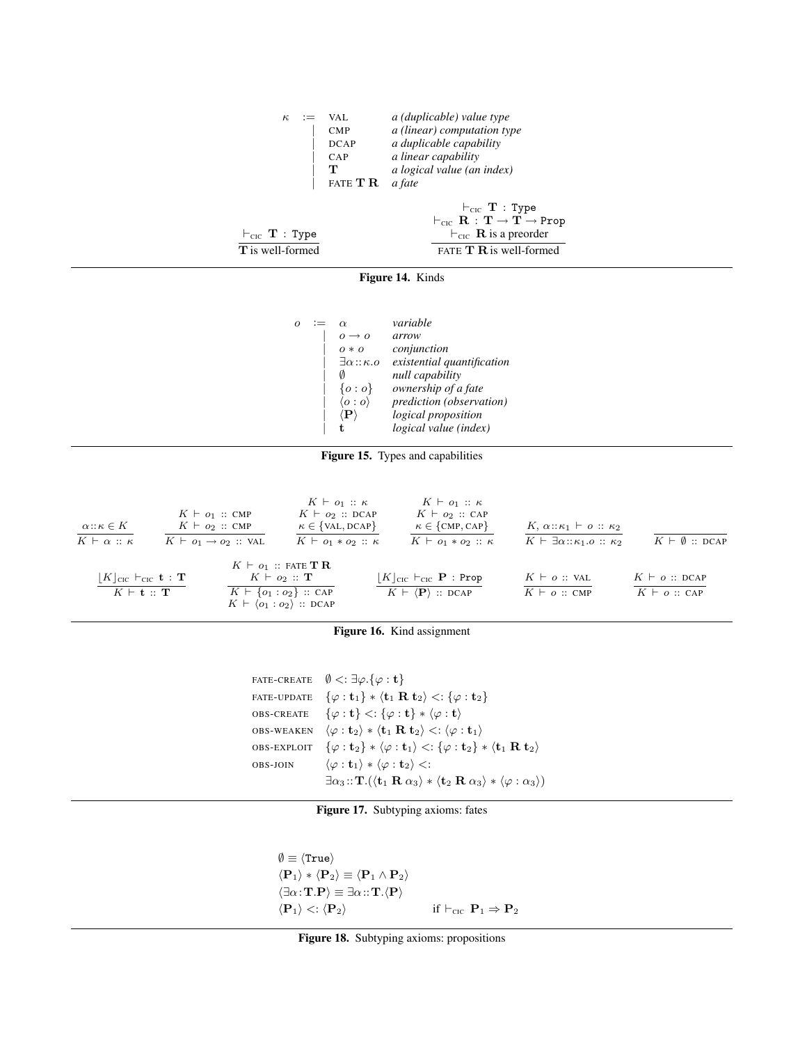$$
\begin{array}{rcll}
\kappa & := & \textsc{val} & \textit{a (duplicable) value type} \\
& | & \textsc{cmp} & \textit{a (linear) computation type} \\
& | & \textsc{dcap} & \textit{a duplicable capability} \\
& | & \textsc{cap} & \textit{a linear capability} \\
& | & \mathbf{T} & \textit{a logical value (an index)} \\
& | & \textsc{fate}\ \mathbf{T}\ \mathbf{R} & \textit{a fate}
\end{array}
$$

$$
\frac{\vdash_{\text{CIC}} \mathbf{T} : \texttt{Type}}{\mathbf{T} \text{ is well-formed}}
\qquad
\frac{\vdash_{\text{CIC}} \mathbf{T} : \texttt{Type} \quad \vdash_{\text{CIC}} \mathbf{R} : \mathbf{T} \to \mathbf{T} \to \texttt{Prop} \quad \vdash_{\text{CIC}} \mathbf{R} \text{ is a preorder}}{\textsc{fate}\ \mathbf{T}\ \mathbf{R} \text{ is well-formed}}
$$

**Figure 14.** Kinds

$$
\begin{array}{rcll}
o & := & \alpha & \textit{variable} \\
& | & o \to o & \textit{arrow} \\
& | & o * o & \textit{conjunction} \\
& | & \exists \alpha :: \kappa . o & \textit{existential quantification} \\
& | & \emptyset & \textit{null capability} \\
& | & \{o : o\} & \textit{ownership of a fate} \\
& | & \langle o : o \rangle & \textit{prediction (observation)} \\
& | & \langle \mathbf{P} \rangle & \textit{logical proposition} \\
& | & \mathbf{t} & \textit{logical value (index)}
\end{array}
$$

**Figure 15.** Types and capabilities

$$
\frac{\alpha :: \kappa \in K}{K \vdash \alpha :: \kappa}
\qquad
\frac{K \vdash o_1 :: \textsc{cmp} \quad K \vdash o_2 :: \textsc{cmp}}{K \vdash o_1 \to o_2 :: \textsc{val}}
\qquad
\frac{K \vdash o_1 :: \kappa \quad K \vdash o_2 :: \textsc{dcap} \quad \kappa \in \{\textsc{val}, \textsc{dcap}\}}{K \vdash o_1 * o_2 :: \kappa}
\qquad
\frac{K \vdash o_1 :: \kappa \quad K \vdash o_2 :: \textsc{cap} \quad \kappa \in \{\textsc{cmp}, \textsc{cap}\}}{K \vdash o_1 * o_2 :: \kappa}
\qquad
\frac{K, \alpha :: \kappa_1 \vdash o :: \kappa_2}{K \vdash \exists \alpha :: \kappa_1 . o :: \kappa_2}
\qquad
\frac{}{K \vdash \emptyset :: \textsc{dcap}}
$$

$$
\frac{\lfloor K \rfloor_{\text{CIC}} \vdash_{\text{CIC}} \mathbf{t} : \mathbf{T}}{K \vdash \mathbf{t} :: \mathbf{T}}
\qquad
\frac{K \vdash o_1 :: \textsc{fate}\ \mathbf{T}\ \mathbf{R} \quad K \vdash o_2 :: \mathbf{T}}{K \vdash \{o_1 : o_2\} :: \textsc{cap} \quad K \vdash \langle o_1 : o_2 \rangle :: \textsc{dcap}}
\qquad
\frac{\lfloor K \rfloor_{\text{CIC}} \vdash_{\text{CIC}} \mathbf{P} : \texttt{Prop}}{K \vdash \langle \mathbf{P} \rangle :: \textsc{dcap}}
\qquad
\frac{K \vdash o :: \textsc{val}}{K \vdash o :: \textsc{cmp}}
\qquad
\frac{K \vdash o :: \textsc{dcap}}{K \vdash o :: \textsc{cap}}
$$

**Figure 16.** Kind assignment

$$
\begin{array}{ll}
\textsc{fate-create} & \emptyset <: \exists \varphi . \{\varphi : \mathbf{t}\} \\
\textsc{fate-update} & \{\varphi : \mathbf{t}_1\} * \langle \mathbf{t}_1\ \mathbf{R}\ \mathbf{t}_2 \rangle <: \{\varphi : \mathbf{t}_2\} \\
\textsc{obs-create} & \{\varphi : \mathbf{t}\} <: \{\varphi : \mathbf{t}\} * \langle \varphi : \mathbf{t} \rangle \\
\textsc{obs-weaken} & \langle \varphi : \mathbf{t}_2 \rangle * \langle \mathbf{t}_1\ \mathbf{R}\ \mathbf{t}_2 \rangle <: \langle \varphi : \mathbf{t}_1 \rangle \\
\textsc{obs-exploit} & \{\varphi : \mathbf{t}_2\} * \langle \varphi : \mathbf{t}_1 \rangle <: \{\varphi : \mathbf{t}_2\} * \langle \mathbf{t}_1\ \mathbf{R}\ \mathbf{t}_2 \rangle \\
\textsc{obs-join} & \langle \varphi : \mathbf{t}_1 \rangle * \langle \varphi : \mathbf{t}_2 \rangle <: \\
& \exists \alpha_3 :: \mathbf{T} . (\langle \mathbf{t}_1\ \mathbf{R}\ \alpha_3 \rangle * \langle \mathbf{t}_2\ \mathbf{R}\ \alpha_3 \rangle * \langle \varphi : \alpha_3 \rangle)
\end{array}
$$

**Figure 17.** Subtyping axioms: fates

$$
\begin{array}{ll}
\emptyset \equiv \langle \texttt{True} \rangle & \\
\langle \mathbf{P}_1 \rangle * \langle \mathbf{P}_2 \rangle \equiv \langle \mathbf{P}_1 \wedge \mathbf{P}_2 \rangle & \\
\langle \exists \alpha : \mathbf{T} . \mathbf{P} \rangle \equiv \exists \alpha :: \mathbf{T} . \langle \mathbf{P} \rangle & \\
\langle \mathbf{P}_1 \rangle <: \langle \mathbf{P}_2 \rangle & \text{if } \vdash_{\text{CIC}} \mathbf{P}_1 \Rightarrow \mathbf{P}_2
\end{array}
$$

**Figure 18.** Subtyping axioms: propositions